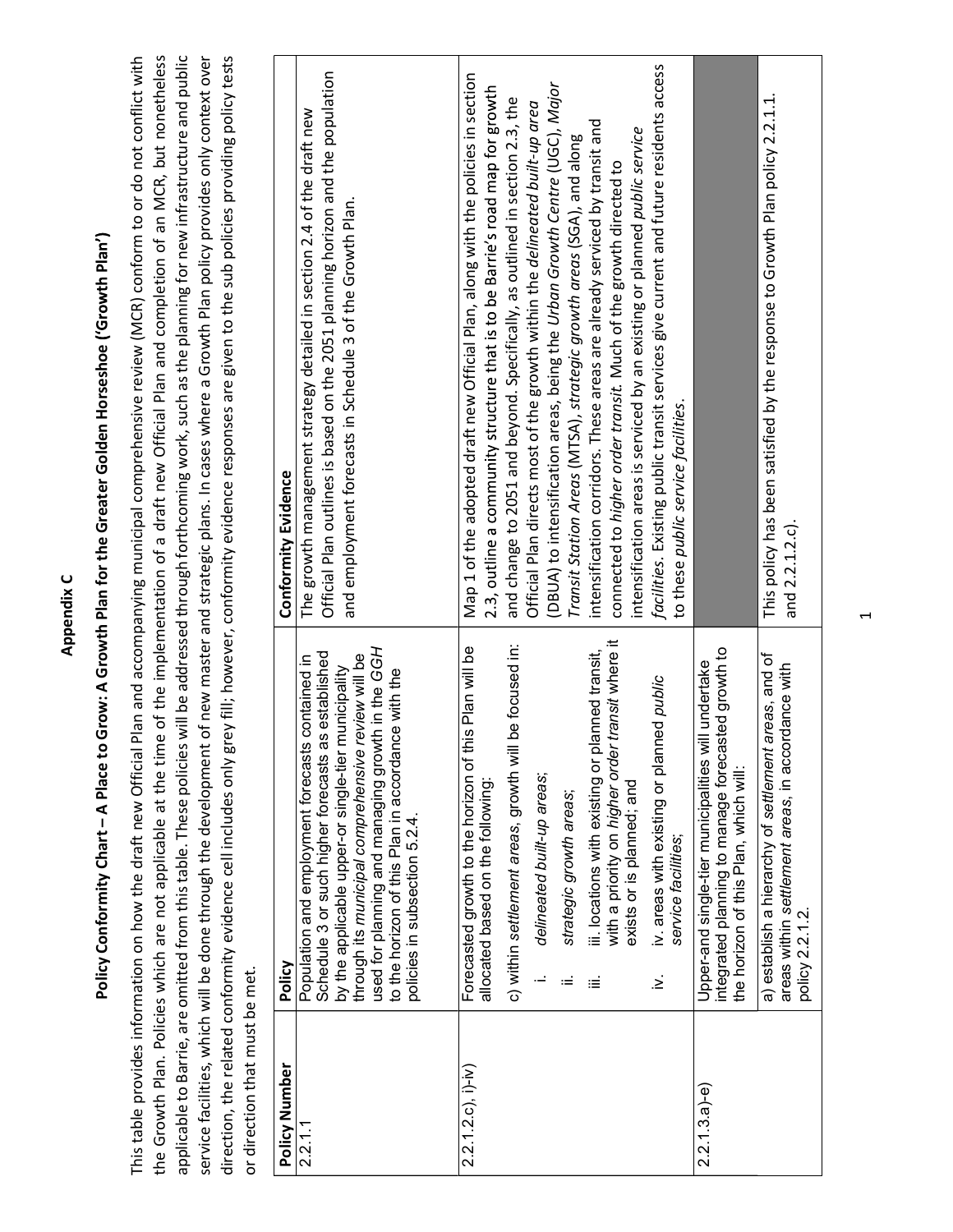# Appendix C

## Policy Conformity Chart – A Place to Grow: A Growth Plan for the Greater Golden Horseshoe ('Growth Plan')

This table provides information on how the draft new Official Plan and accompanying municipal comprehensive review (MCR) conform to or do not conflict with the Growth Plan. Policies which are not applicable at the time of the implementation of a draft new Official Plan and completion of an MCR, but nonetheless applicable to Barrie, are omitted from this table. These policies will be addressed through forthcoming work, such as the planning for new infrastructure and public service facilities, which will be done through the development of new master and strategic plans. In cases where a Growth Plan policy provides only context over direction, the related conformity evidence cell includes only grey fill; however, conformity evidence responses are given to the sub policies providing policy tests or direction that must be met.

| Policy Number | Policy | Conformity Evidence |
|---|---|---|
| 2.2.1.1 | Population and employment forecasts contained in Schedule 3 or such higher forecasts as established by the applicable upper-or single-tier municipality through its *municipal comprehensive review* will be used for planning and managing growth in the *GGH* to the horizon of this Plan in accordance with the policies in subsection 5.2.4. | The growth management strategy detailed in section 2.4 of the draft new Official Plan outlines is based on the 2051 planning horizon and the population and employment forecasts in Schedule 3 of the Growth Plan. |
| 2.2.1.2.c), i)-iv) | Forecasted growth to the horizon of this Plan will be allocated based on the following:<br><br>c) within *settlement areas*, growth will be focused in:<br>i. *delineated built-up areas*;<br>ii. *strategic growth areas*;<br>iii. locations with existing or planned transit, with a priority on *higher order transit* where it exists or is planned; and<br>iv. areas with existing or planned *public service facilities*; | Map 1 of the adopted draft new Official Plan, along with the policies in section 2.3, outline a community structure that is to be Barrie's road map for growth and change to 2051 and beyond. Specifically, as outlined in section 2.3, the Official Plan directs most of the growth within the *delineated built-up area* (DBUA) to intensification areas, being the *Urban Growth Centre* (UGC), *Major Transit Station Areas* (MTSA), *strategic growth areas* (SGA), and along intensification corridors. These areas are already serviced by transit and connected to *higher order transit*. Much of the growth directed to intensification areas is serviced by an existing or planned *public service facilities*. Existing public transit services give current and future residents access to these *public service facilities*. |
| 2.2.1.3.a)-e) | Upper-and single-tier municipalities will undertake integrated planning to manage forecasted growth to the horizon of this Plan, which will: | |
| | a) establish a hierarchy of *settlement areas*, and of areas within *settlement areas*, in accordance with policy 2.2.1.2. | This policy has been satisfied by the response to Growth Plan policy 2.2.1.1. and 2.2.1.2.c). |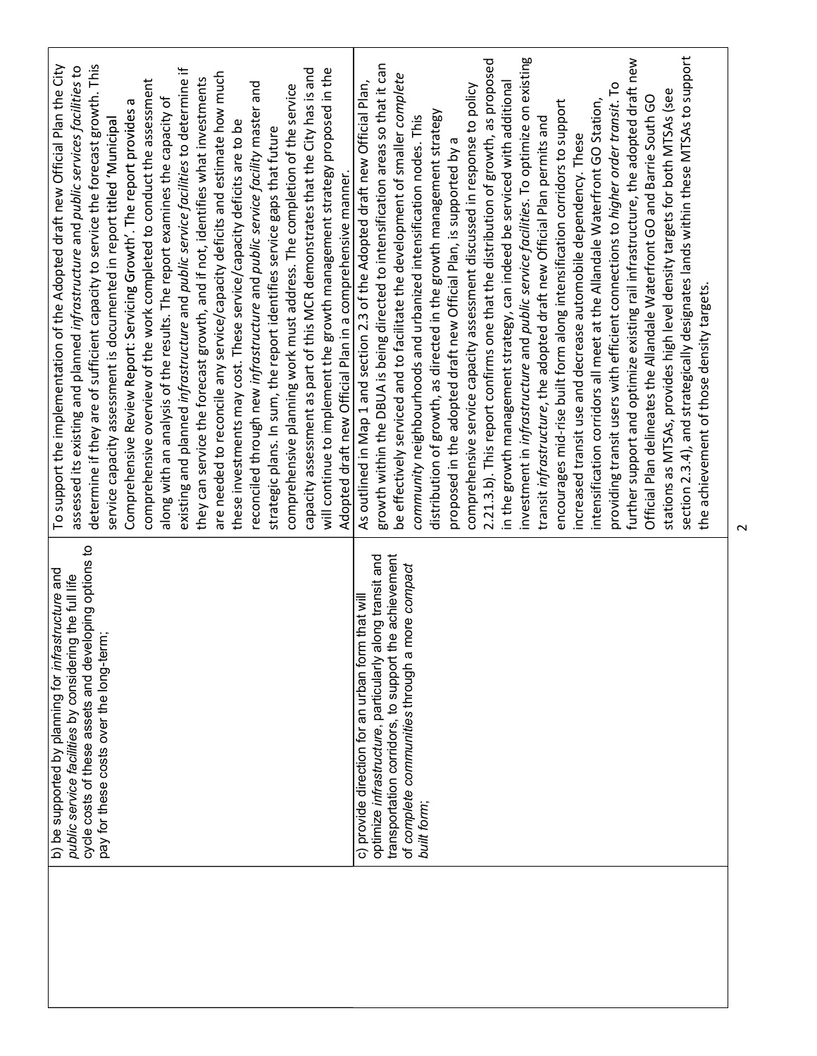|  |  |  |
|---|---|---|
|  | b) be supported by planning for *infrastructure* and *public service facilities* by considering the full life cycle costs of these assets and developing options to pay for these costs over the long-term; | To support the implementation of the Adopted draft new Official Plan the City assessed its existing and planned *infrastructure* and *public services facilities* to determine if they are of sufficient capacity to service the forecast growth. This service capacity assessment is documented in report titled 'Municipal Comprehensive Review Report: Servicing Growth'. The report provides a comprehensive overview of the work completed to conduct the assessment along with an analysis of the results. The report examines the capacity of existing and planned *infrastructure* and *public service facilities* to determine if they can service the forecast growth, and if not, identifies what investments are needed to reconcile any service/capacity deficits and estimate how much these investments may cost. These service/capacity deficits are to be reconciled through new *infrastructure* and *public service facility* master and strategic plans. In sum, the report identifies service gaps that future comprehensive planning work must address. The completion of the service capacity assessment as part of this MCR demonstrates that the City has and will continue to implement the growth management strategy proposed in the Adopted draft new Official Plan in a comprehensive manner. |
|  | c) provide direction for an urban form that will optimize *infrastructure*, particularly along transit and transportation corridors, to support the achievement of *complete communities* through a more *compact built form*; | As outlined in Map 1 and section 2.3 of the Adopted draft new Official Plan, growth within the DBUA is being directed to intensification areas so that it can be effectively serviced and to facilitate the development of smaller *complete community* neighbourhoods and urbanized intensification nodes. This distribution of growth, as directed in the growth management strategy proposed in the adopted draft new Official Plan, is supported by a comprehensive service capacity assessment discussed in response to policy 2.21.3.b). This report confirms one that the distribution of growth, as proposed in the growth management strategy, can indeed be serviced with additional investment in *infrastructure* and *public service facilities*. To optimize on existing transit *infrastructure*, the adopted draft new Official Plan permits and encourages mid-rise built form along intensification corridors to support increased transit use and decrease automobile dependency. These intensification corridors all meet at the Allandale Waterfront GO Station, providing transit users with efficient connections to *higher order transit*. To further support and optimize existing rail infrastructure, the adopted draft new Official Plan delineates the Allandale Waterfront GO and Barrie South GO stations as MTSAs, provides high level density targets for both MTSAs (see section 2.3.4), and strategically designates lands within these MTSAs to support the achievement of those density targets. |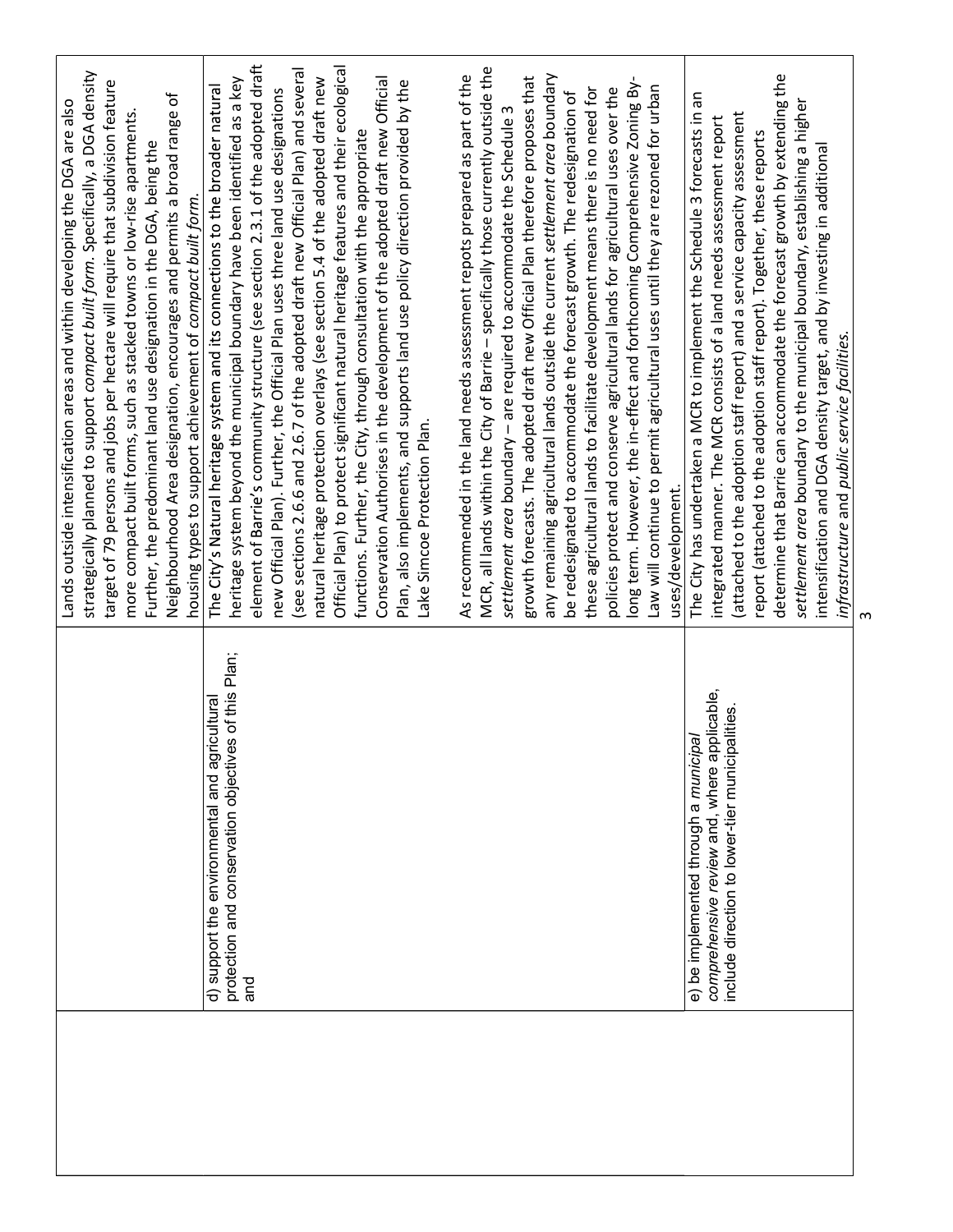| | | |
|---|---|---|
| | | Lands outside intensification areas and within developing the DGA are also strategically planned to support *compact built form*. Specifically, a DGA density target of 79 persons and jobs per hectare will require that subdivision feature more compact built forms, such as stacked towns or low-rise apartments. Further, the predominant land use designation in the DGA, being the Neighbourhood Area designation, encourages and permits a broad range of housing types to support achievement of *compact built form*. |
| | d) support the environmental and agricultural protection and conservation objectives of this Plan; and | The City's Natural heritage system and its connections to the broader natural heritage system beyond the municipal boundary have been identified as a key element of Barrie's community structure (see section 2.3.1 of the adopted draft new Official Plan). Further, the Official Plan uses three land use designations (see sections 2.6.6 and 2.6.7 of the adopted draft new Official Plan) and several natural heritage protection overlays (see section 5.4 of the adopted draft new Official Plan) to protect significant natural heritage features and their ecological functions. Further, the City, through consultation with the appropriate Conservation Authorises in the development of the adopted draft new Official Plan, also implements, and supports land use policy direction provided by the Lake Simcoe Protection Plan.<br><br>As recommended in the land needs assessment repots prepared as part of the MCR, all lands within the City of Barrie – specifically those currently outside the *settlement area* boundary – are required to accommodate the Schedule 3 growth forecasts. The adopted draft new Official Plan therefore proposes that any remaining agricultural lands outside the current *settlement area* boundary be redesignated to accommodate the forecast growth. The redesignation of these agricultural lands to facilitate development means there is no need for policies protect and conserve agricultural lands for agricultural uses over the long term. However, the in-effect and forthcoming Comprehensive Zoning By-Law will continue to permit agricultural uses until they are rezoned for urban uses/development. |
| | e) be implemented through a *municipal comprehensive review* and, where applicable, include direction to lower-tier municipalities. | The City has undertaken a MCR to implement the Schedule 3 forecasts in an integrated manner. The MCR consists of a land needs assessment report (attached to the adoption staff report) and a service capacity assessment report (attached to the adoption staff report). Together, these reports determine that Barrie can accommodate the forecast growth by extending the *settlement area* boundary to the municipal boundary, establishing a higher intensification and DGA density target, and by investing in additional *infrastructure* and *public service facilities*. |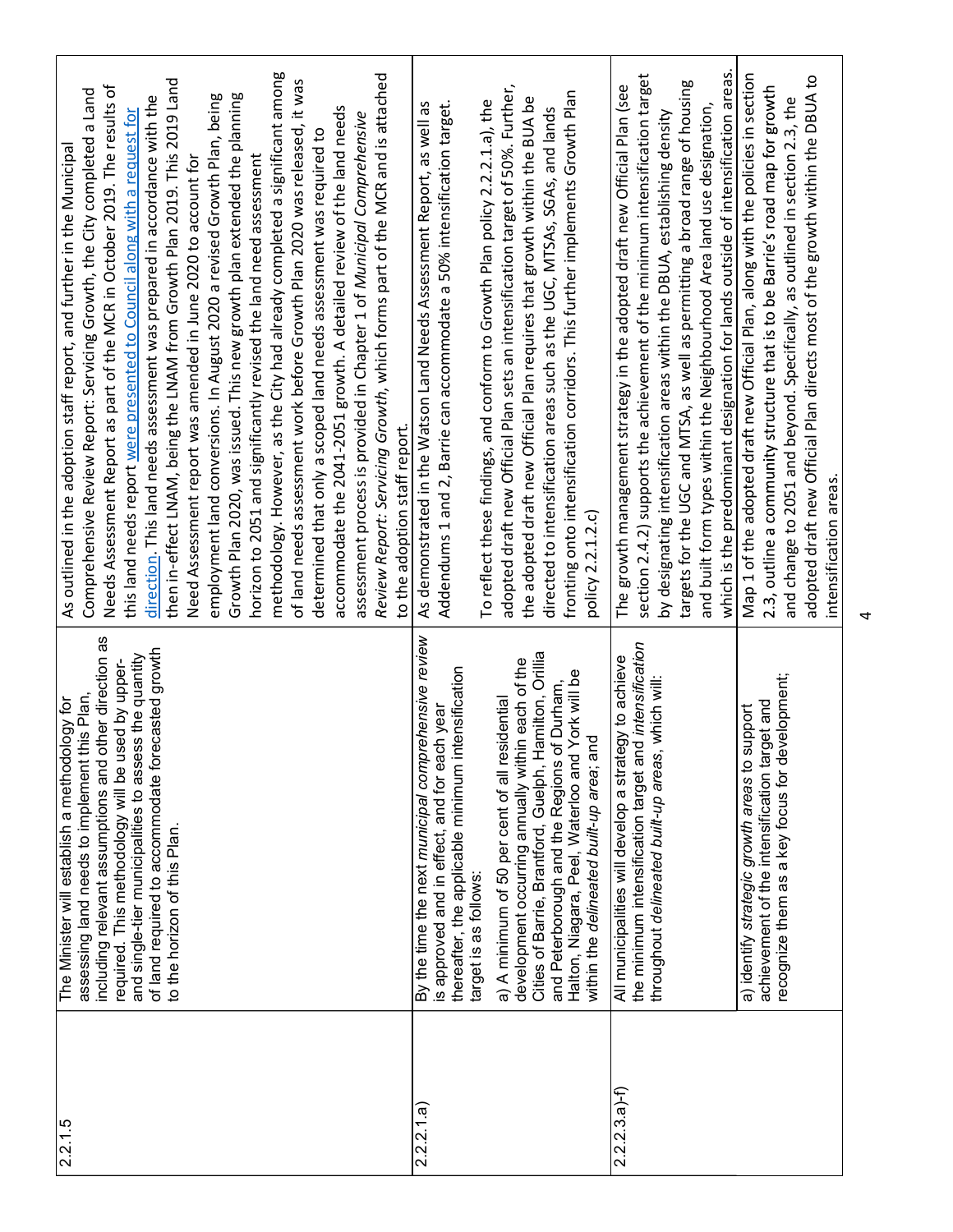| | | |
|---|---|---|
| 2.2.1.5 | The Minister will establish a methodology for assessing land needs to implement this Plan, including relevant assumptions and other direction as required. This methodology will be used by upper- and single-tier municipalities to assess the quantity of land required to accommodate forecasted growth to the horizon of this Plan. | As outlined in the adoption staff report, and further in the Municipal Comprehensive Review Report: Servicing Growth, the City completed a Land Needs Assessment Report as part of the MCR in October 2019. The results of this land needs report were presented to Council along with a request for direction. This land needs assessment was prepared in accordance with the then in-effect LNAM, being the LNAM from Growth Plan 2019. This 2019 Land Need Assessment report was amended in June 2020 to account for employment land conversions. In August 2020 a revised Growth Plan, being Growth Plan 2020, was issued. This new growth plan extended the planning horizon to 2051 and significantly revised the land need assessment methodology. However, as the City had already completed a significant among of land needs assessment work before Growth Plan 2020 was released, it was determined that only a scoped land needs assessment was required to accommodate the 2041-2051 growth. A detailed review of the land needs assessment process is provided in Chapter 1 of *Municipal Comprehensive Review Report: Servicing Growth*, which forms part of the MCR and is attached to the adoption staff report. |
| 2.2.2.1.a) | By the time the next *municipal comprehensive review* is approved and in effect, and for each year thereafter, the applicable minimum intensification target is as follows:<br><br>a) A minimum of 50 per cent of all residential development occurring annually within each of the Cities of Barrie, Brantford, Guelph, Hamilton, Orillia and Peterborough and the Regions of Durham, Halton, Niagara, Peel, Waterloo and York will be within the *delineated built-up area*; and | As demonstrated in the Watson Land Needs Assessment Report, as well as Addendums 1 and 2, Barrie can accommodate a 50% intensification target.<br><br>To reflect these findings, and conform to Growth Plan policy 2.2.2.1.a), the adopted draft new Official Plan sets an intensification target of 50%. Further, the adopted draft new Official Plan requires that growth within the BUA be directed to intensification areas such as the UGC, MTSAs, SGAs, and lands fronting onto intensification corridors. This further implements Growth Plan policy 2.2.1.2.c) |
| 2.2.2.3.a)-f) | All municipalities will develop a strategy to achieve the minimum intensification target and *intensification* throughout *delineated built-up areas*, which will: | The growth management strategy in the adopted draft new Official Plan (see section 2.4.2) supports the achievement of the minimum intensification target by designating intensification areas within the DBUA, establishing density targets for the UGC and MTSA, as well as permitting a broad range of housing and built form types within the Neighbourhood Area land use designation, which is the predominant designation for lands outside of intensification areas. |
| | a) identify *strategic growth areas* to support achievement of the intensification target and recognize them as a key focus for development; | Map 1 of the adopted draft new Official Plan, along with the policies in section 2.3, outline a community structure that is to be Barrie's road map for growth and change to 2051 and beyond. Specifically, as outlined in section 2.3, the adopted draft new Official Plan directs most of the growth within the DBUA to intensification areas. |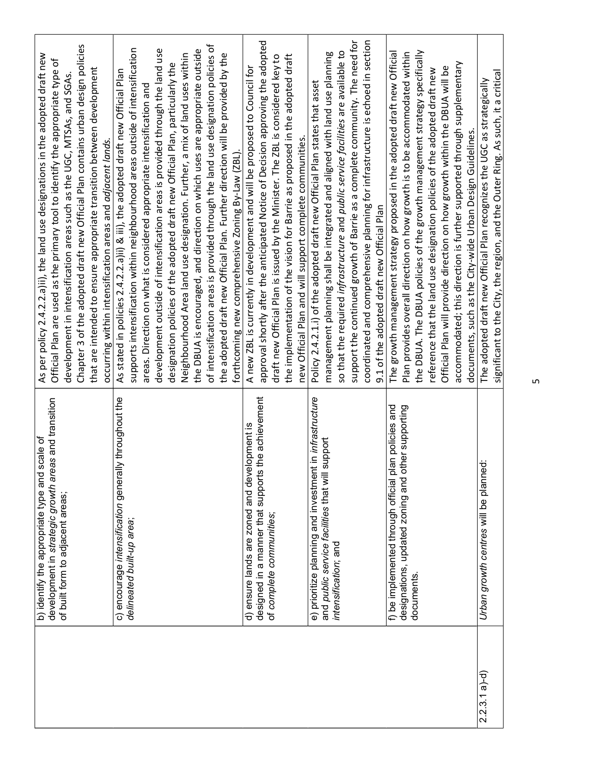| | | |
|---|---|---|
| | b) identify the appropriate type and scale of development in *strategic growth areas* and transition of built form to adjacent areas; | As per policy 2.4.2.2.a)ii), the land use designations in the adopted draft new Official Plan are used as the primary tool to identify the appropriate type of development in intensification areas such as the UGC, MTSAs, and SGAs. Chapter 3 of the adopted draft new Official Plan contains urban design policies that are intended to ensure appropriate transition between development occurring within intensification areas and *adjacent lands.* |
| | c) encourage *intensification* generally throughout the *delineated built-up area*; | As stated in policies 2.4.2.2.a)ii) & iii), the adopted draft new Official Plan supports intensification within neighbourhood areas outside of intensification areas. Direction on what is considered appropriate intensification and development outside of intensification areas is provided through the land use designation policies of the adopted draft new Official Plan, particularly the Neighbourhood Area land use designation. Further, a mix of land uses within the DBUA is encouraged, and direction on which uses are appropriate outside of intensification areas is provided through the land use designation policies of the adopted draft new Official Plan. Further direction will be provided by the forthcoming new comprehensive Zoning By-Law (ZBL). |
| | d) ensure lands are zoned and development is designed in a manner that supports the achievement of *complete communities*; | A new ZBL is currently in development and will be proposed to Council for approval shortly after the anticipated Notice of Decision approving the adopted draft new Official Plan is issued by the Minister. The ZBL is considered key to the implementation of the vision for Barrie as proposed in the adopted draft new Official Plan and will support complete communities. |
| | e) prioritize planning and investment in *infrastructure* and *public service facilities* that will support *intensification*; and | Policy 2.4.2.1.i) of the adopted draft new Official Plan states that asset management planning shall be integrated and aligned with land use planning so that the required *infrastructure* and *public service facilities* are available to support the continued growth of Barrie as a complete community. The need for coordinated and comprehensive planning for infrastructure is echoed in section 9.1 of the adopted draft new Official Plan |
| | f) be implemented through official plan policies and designations, updated zoning and other supporting documents. | The growth management strategy proposed in the adopted draft new Official Plan provides overall direction on how growth is to be accommodated within the DBUA. The DBUA policies of the growth management strategy specifically reference that the land use designation policies of the adopted draft new Official Plan will provide direction on how growth within the DBUA will be accommodated; this direction is further supported through supplementary documents, such as the City-wide Urban Design Guidelines. |
| 2.2.3.1 a)-d) | *Urban growth centres* will be planned: | The adopted draft new Official Plan recognizes the UGC as strategically significant to the City, the region, and the Outer Ring. As such, it a critical |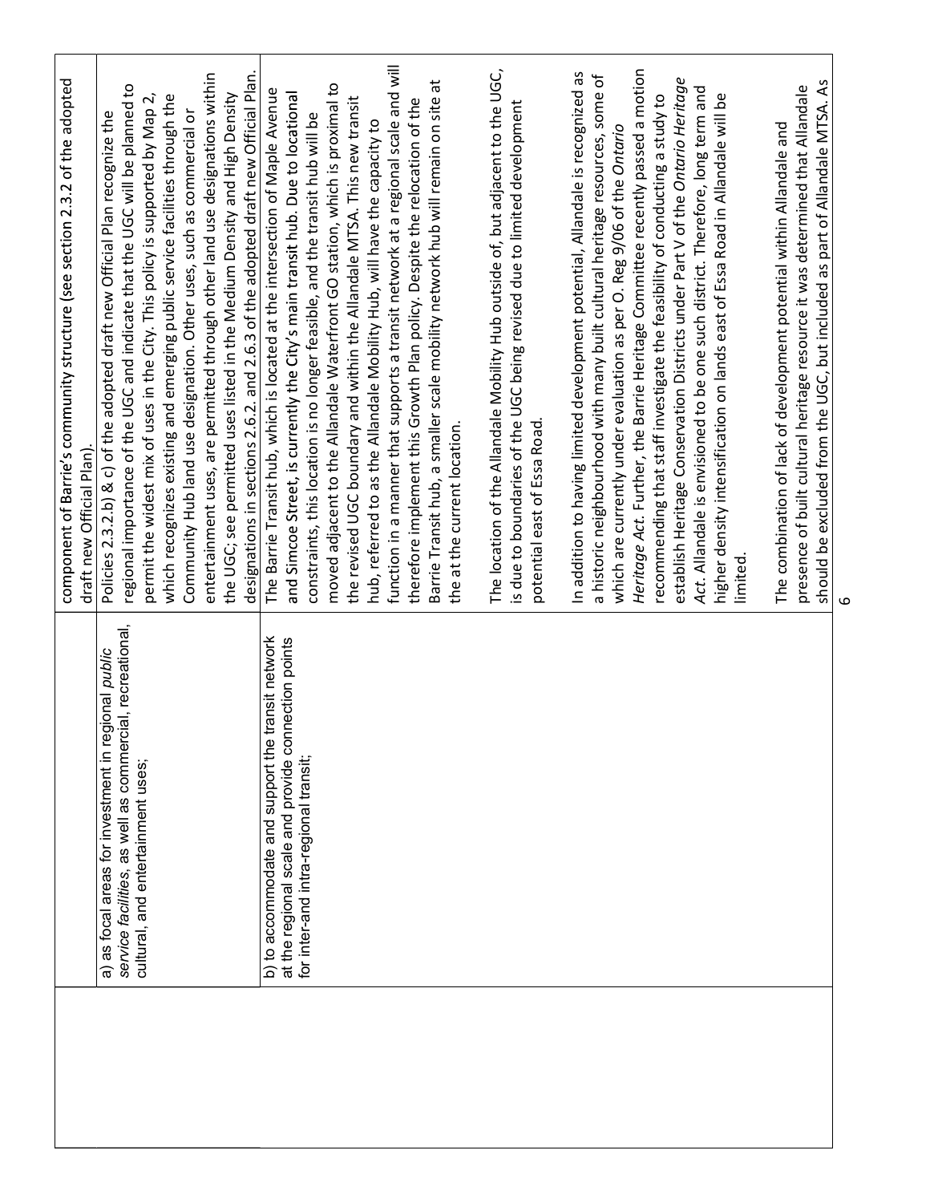| | | |
|---|---|---|
| | | component of Barrie's community structure (see section 2.3.2 of the adopted draft new Official Plan). |
| | a) as focal areas for investment in regional *public service facilities*, as well as commercial, recreational, cultural, and entertainment uses; | Policies 2.3.2.b) & c) of the adopted draft new Official Plan recognize the regional importance of the UGC and indicate that the UGC will be planned to permit the widest mix of uses in the City. This policy is supported by Map 2, which recognizes existing and emerging public service facilities through the Community Hub land use designation. Other uses, such as commercial or entertainment uses, are permitted through other land use designations within the UGC; see permitted uses listed in the Medium Density and High Density designations in sections 2.6.2. and 2.6.3 of the adopted draft new Official Plan. |
| | b) to accommodate and support the transit network at the regional scale and provide connection points for inter-and intra-regional transit; | The Barrie Transit hub, which is located at the intersection of Maple Avenue and Simcoe Street, is currently the City's main transit hub. Due to locational constraints, this location is no longer feasible, and the transit hub will be moved adjacent to the Allandale Waterfront GO station, which is proximal to the revised UGC boundary and within the Allandale MTSA. This new transit hub, referred to as the Allandale Mobility Hub, will have the capacity to function in a manner that supports a transit network at a regional scale and will therefore implement this Growth Plan policy. Despite the relocation of the Barrie Transit hub, a smaller scale mobility network hub will remain on site at the at the current location.<br><br>The location of the Allandale Mobility Hub outside of, but adjacent to the UGC, is due to boundaries of the UGC being revised due to limited development potential east of Essa Road.<br><br>In addition to having limited development potential, Allandale is recognized as a historic neighbourhood with many built cultural heritage resources, some of which are currently under evaluation as per O. Reg 9/06 of the *Ontario Heritage Act*. Further, the Barrie Heritage Committee recently passed a motion recommending that staff investigate the feasibility of conducting a study to establish Heritage Conservation Districts under Part V of the *Ontario Heritage Act*. Allandale is envisioned to be one such district. Therefore, long term and higher density intensification on lands east of Essa Road in Allandale will be limited.<br><br>The combination of lack of development potential within Allandale and presence of built cultural heritage resource it was determined that Allandale should be excluded from the UGC, but included as part of Allandale MTSA. As |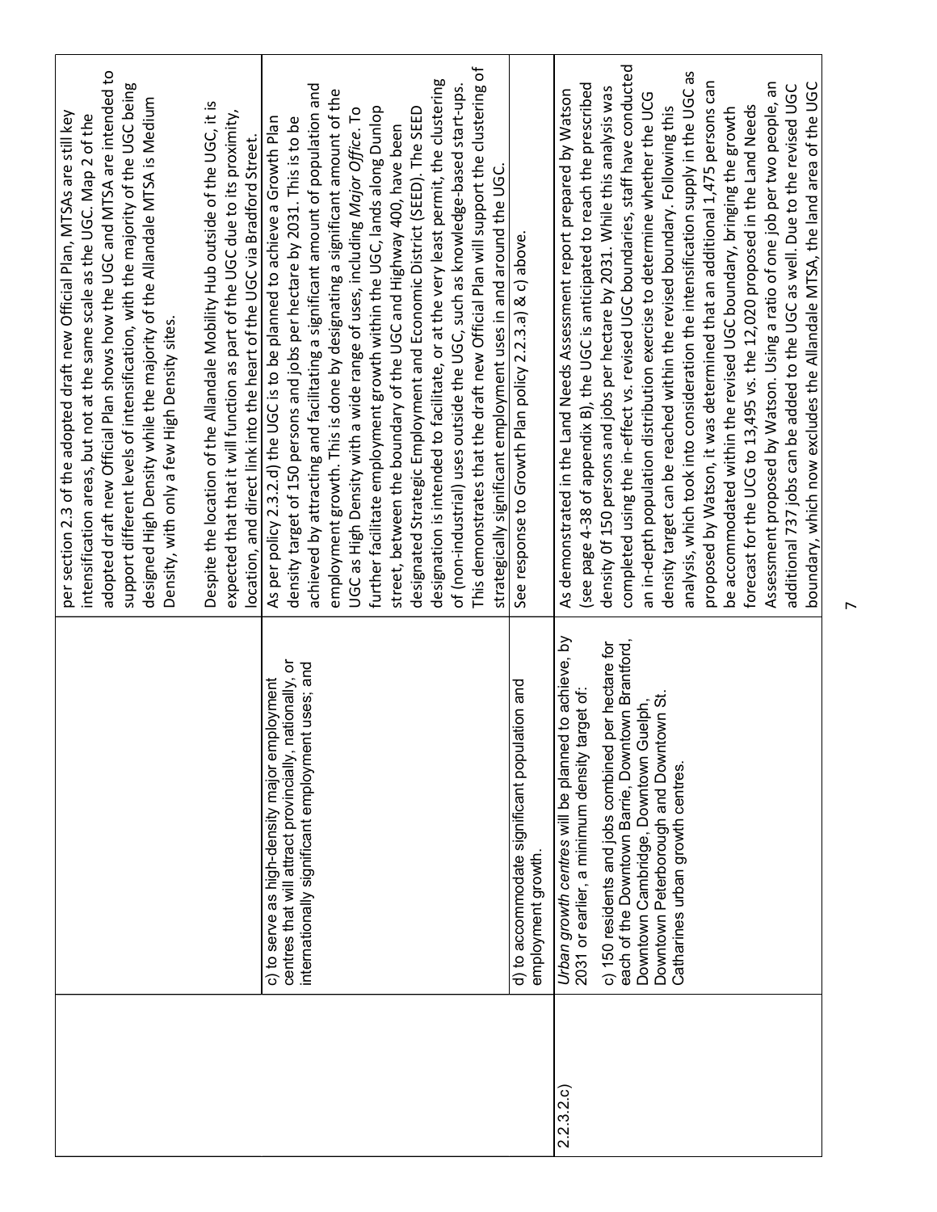| | | |
|---|---|---|
| | | per section 2.3 of the adopted draft new Official Plan, MTSAs are still key intensification areas, but not at the same scale as the UGC. Map 2 of the adopted draft new Official Plan shows how the UGC and MTSA are intended to support different levels of intensification, with the majority of the UGC being designed High Density while the majority of the Allandale MTSA is Medium Density, with only a few High Density sites.<br><br>Despite the location of the Allandale Mobility Hub outside of the UGC, it is expected that that it will function as part of the UGC due to its proximity, location, and direct link into the heart of the UGC via Bradford Street. |
| | c) to serve as high-density major employment centres that will attract provincially, nationally, or internationally significant employment uses; and | As per policy 2.3.2.d) the UGC is to be planned to achieve a Growth Plan density target of 150 persons and jobs per hectare by 2031. This is to be achieved by attracting and facilitating a significant amount of population and employment growth. This is done by designating a significant amount of the UGC as High Density with a wide range of uses, including *Major Office*. To further facilitate employment growth within the UGC, lands along Dunlop street, between the boundary of the UGC and Highway 400, have been designated Strategic Employment and Economic District (SEED). The SEED designation is intended to facilitate, or at the very least permit, the clustering of (non-industrial) uses outside the UGC, such as knowledge-based start-ups. This demonstrates that the draft new Official Plan will support the clustering of strategically significant employment uses in and around the UGC. |
| | d) to accommodate significant population and employment growth. | See response to Growth Plan policy 2.2.3.a) & c) above. |
| 2.2.3.2.c) | *Urban growth centres* will be planned to achieve, by 2031 or earlier, a minimum density target of:<br><br>c) 150 residents and jobs combined per hectare for each of the Downtown Barrie, Downtown Brantford, Downtown Cambridge, Downtown Guelph, Downtown Peterborough and Downtown St. Catharines urban growth centres. | As demonstrated in the Land Needs Assessment report prepared by Watson (see page 4-38 of appendix B), the UGC is anticipated to reach the prescribed density 0f 150 persons and jobs per hectare by 2031. While this analysis was completed using the in-effect vs. revised UGC boundaries, staff have conducted an in-depth population distribution exercise to determine whether the UCG density target can be reached within the revised boundary. Following this analysis, which took into consideration the intensification supply in the UGC as proposed by Watson, it was determined that an additional 1,475 persons can be accommodated within the revised UGC boundary, bringing the growth forecast for the UCG to 13,495 vs. the 12,020 proposed in the Land Needs Assessment proposed by Watson. Using a ratio of one job per two people, an additional 737 jobs can be added to the UGC as well. Due to the revised UGC boundary, which now excludes the Allandale MTSA, the land area of the UGC |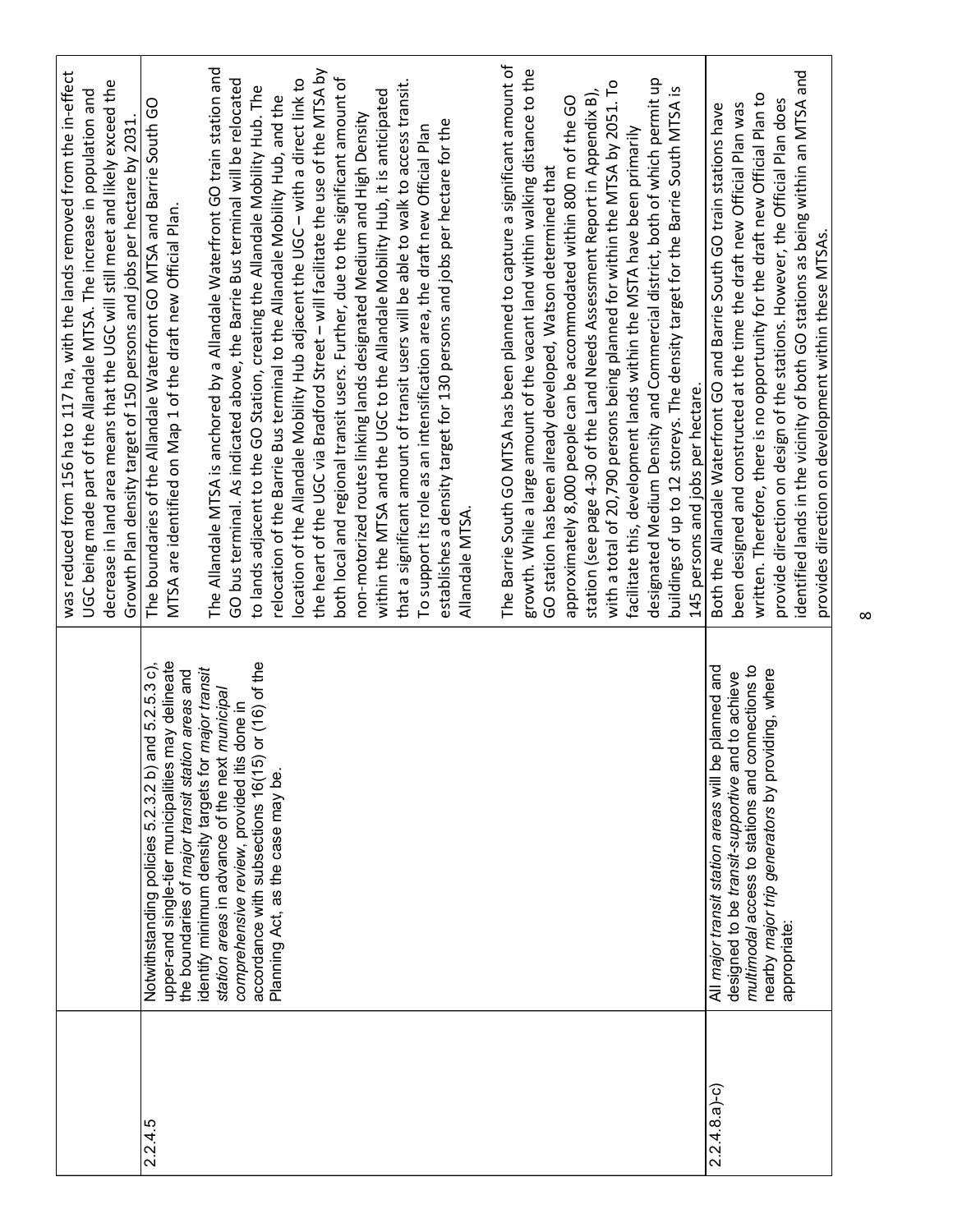| | | |
|---|---|---|
| | | was reduced from 156 ha to 117 ha, with the lands removed from the in-effect UGC being made part of the Allandale MTSA. The increase in population and decrease in land area means that the UGC will still meet and likely exceed the Growth Plan density target of 150 persons and jobs per hectare by 2031. |
| 2.2.4.5 | Notwithstanding policies 5.2.3.2 b) and 5.2.5.3 c), upper-and single-tier municipalities may delineate the boundaries of *major transit station areas* and identify minimum density targets for *major transit station areas* in advance of the next *municipal comprehensive review*, provided itis done in accordance with subsections 16(15) or (16) of the Planning Act, as the case may be. | The boundaries of the Allandale Waterfront GO MTSA and Barrie South GO MTSA are identified on Map 1 of the draft new Official Plan.<br><br>The Allandale MTSA is anchored by a Allandale Waterfront GO train station and GO bus terminal. As indicated above, the Barrie Bus terminal will be relocated to lands adjacent to the GO Station, creating the Allandale Mobility Hub. The relocation of the Barrie Bus terminal to the Allandale Mobility Hub, and the location of the Allandale Mobility Hub adjacent the UGC – with a direct link to the heart of the UGC via Bradford Street – will facilitate the use of the MTSA by both local and regional transit users. Further, due to the significant amount of non-motorized routes linking lands designated Medium and High Density within the MTSA and the UGC to the Allandale Mobility Hub, it is anticipated that a significant amount of transit users will be able to walk to access transit. To support its role as an intensification area, the draft new Official Plan establishes a density target for 130 persons and jobs per hectare for the Allandale MTSA.<br><br>The Barrie South GO MTSA has been planned to capture a significant amount of growth. While a large amount of the vacant land within walking distance to the GO station has been already developed, Watson determined that approximately 8,000 people can be accommodated within 800 m of the GO station (see page 4-30 of the Land Needs Assessment Report in Appendix B), with a total of 20,790 persons being planned for within the MTSA by 2051. To facilitate this, development lands within the MSTA have been primarily designated Medium Density and Commercial district, both of which permit up buildings of up to 12 storeys. The density target for the Barrie South MTSA is 145 persons and jobs per hectare. |
| 2.2.4.8.a)-c) | All *major transit station areas* will be planned and designed to be *transit-supportive* and to achieve *multimodal* access to stations and connections to nearby *major trip generators* by providing, where appropriate: | Both the Allandale Waterfront GO and Barrie South GO train stations have been designed and constructed at the time the draft new Official Plan was written. Therefore, there is no opportunity for the draft new Official Plan to provide direction on design of the stations. However, the Official Plan does identified lands in the vicinity of both GO stations as being within an MTSA and provides direction on development within these MTSAs. |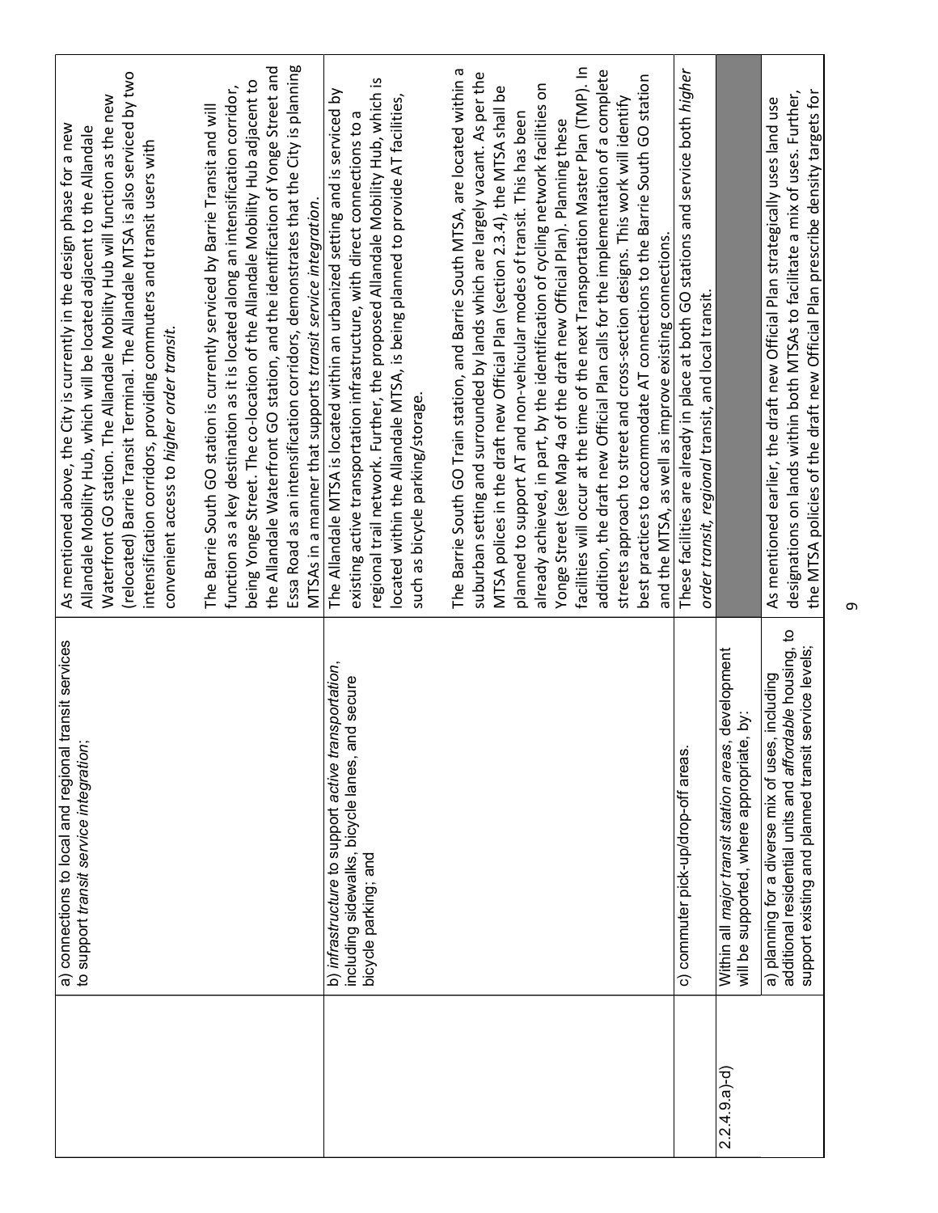| | | |
|---|---|---|
| | a) connections to local and regional transit services to support *transit service integration*; | As mentioned above, the City is currently in the design phase for a new Allandale Mobility Hub, which will be located adjacent to the Allandale Waterfront GO station. The Allandale Mobility Hub will function as the new (relocated) Barrie Transit Terminal. The Allandale MTSA is also serviced by two intensification corridors, providing commuters and transit users with convenient access to *higher order transit*.<br><br>The Barrie South GO station is currently serviced by Barrie Transit and will function as a key destination as it is located along an intensification corridor, being Yonge Street. The co-location of the Allandale Mobility Hub adjacent to the Allandale Waterfront GO station, and the identification of Yonge Street and Essa Road as an intensification corridors, demonstrates that the City is planning MTSAs in a manner that supports *transit service integration*. |
| | b) *infrastructure* to support *active transportation*, including sidewalks, bicycle lanes, and secure bicycle parking; and | The Allandale MTSA is located within an urbanized setting and is serviced by existing active transportation infrastructure, with direct connections to a regional trail network. Further, the proposed Allandale Mobility Hub, which is located within the Allandale MTSA, is being planned to provide AT facilities, such as bicycle parking/storage.<br><br>The Barrie South GO Train station, and Barrie South MTSA, are located within a suburban setting and surrounded by lands which are largely vacant. As per the MTSA polices in the draft new Official Plan (section 2.3.4), the MTSA shall be planned to support AT and non-vehicular modes of transit. This has been already achieved, in part, by the identification of cycling network facilities on Yonge Street (see Map 4a of the draft new Official Plan). Planning these facilities will occur at the time of the next Transportation Master Plan (TMP). In addition, the draft new Official Plan calls for the implementation of a complete streets approach to street and cross-section designs. This work will identify best practices to accommodate AT connections to the Barrie South GO station and the MTSA, as well as improve existing connections. |
| | c) commuter pick-up/drop-off areas. | These facilities are already in place at both GO stations and service both *higher order transit*, *regional* transit, and local transit. |
| 2.2.4.9.a)-d) | Within all *major transit station areas*, development will be supported, where appropriate, by: | |
| | a) planning for a diverse mix of uses, including additional residential units and *affordable* housing, to support existing and planned transit service levels; | As mentioned earlier, the draft new Official Plan strategically uses land use designations on lands within both MTSAs to facilitate a mix of uses. Further, the MTSA policies of the draft new Official Plan prescribe density targets for |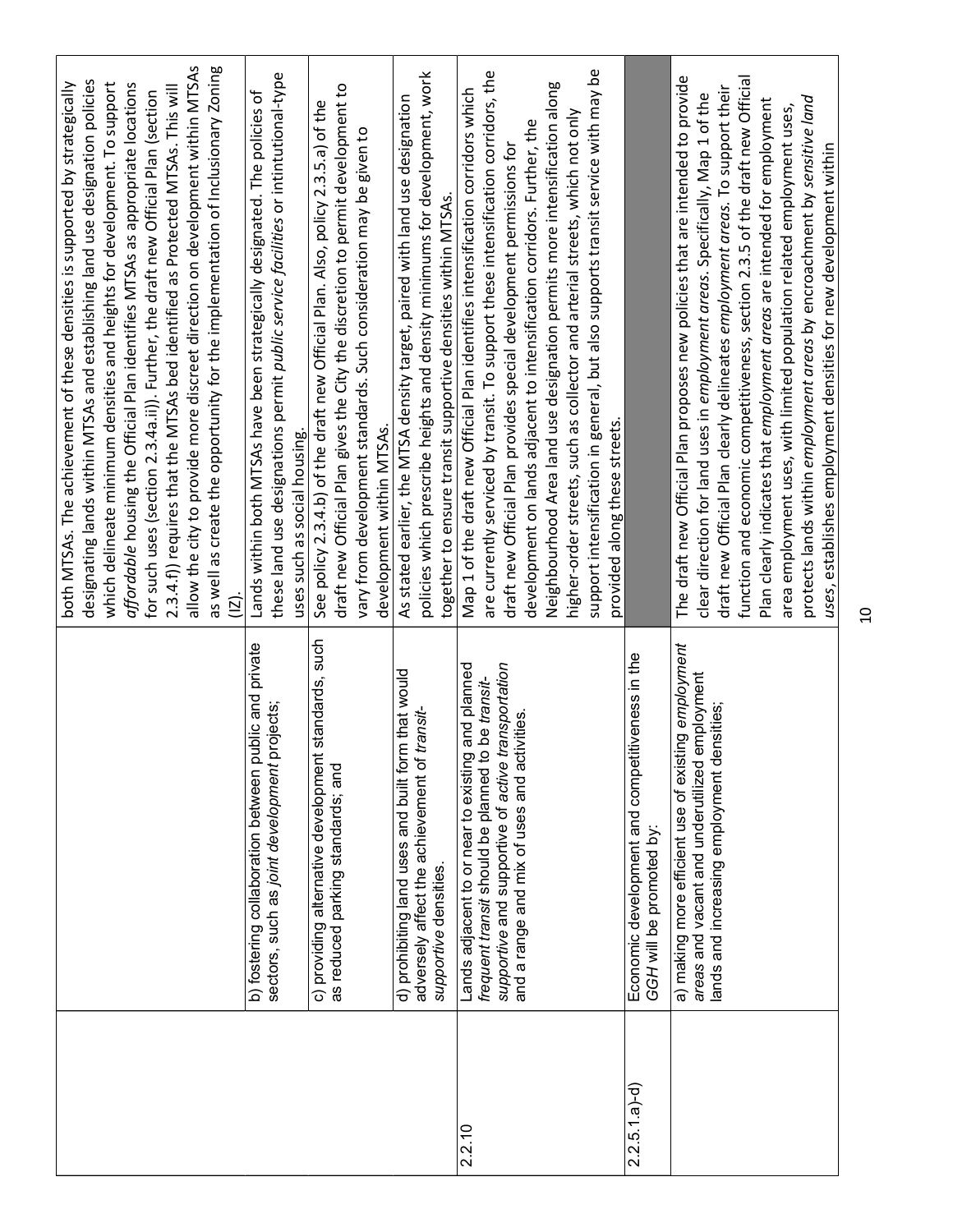| | | |
|---|---|---|
| | | both MTSAs. The achievement of these densities is supported by strategically designating lands within MTSAs and establishing land use designation policies which delineate minimum densities and heights for development. To support *affordable* housing the Official Plan identifies MTSAs as appropriate locations for such uses (section 2.3.4a.ii)). Further, the draft new Official Plan (section 2.3.4.f)) requires that the MTSAs bed identified as Protected MTSAs. This will allow the city to provide more discreet direction on development within MTSAs as well as create the opportunity for the implementation of Inclusionary Zoning (IZ). |
| | b) fostering collaboration between public and private sectors, such as *joint development* projects; | Lands within both MTSAs have been strategically designated. The policies of these land use designations permit *public service facilities* or intintutional-type uses such as social housing. |
| | c) providing alternative development standards, such as reduced parking standards; and | See policy 2.3.4.b) of the draft new Official Plan. Also, policy 2.3.5.a) of the draft new Official Plan gives the City the discretion to permit development to vary from development standards. Such consideration may be given to development within MTSAs. |
| | d) prohibiting land uses and built form that would adversely affect the achievement of *transit-supportive* densities. | As stated earlier, the MTSA density target, paired with land use designation policies which prescribe heights and density minimums for development, work together to ensure transit supportive densities within MTSAs. |
| 2.2.10 | Lands adjacent to or near to existing and planned *frequent transit* should be planned to be *transit-supportive* and supportive of *active transportation* and a range and mix of uses and activities. | Map 1 of the draft new Official Plan identifies intensification corridors which are currently serviced by transit. To support these intensification corridors, the draft new Official Plan provides special development permissions for development on lands adjacent to intensification corridors. Further, the Neighbourhood Area land use designation permits more intensification along higher-order streets, such as collector and arterial streets, which not only support intensification in general, but also supports transit service with may be provided along these streets. |
| 2.2.5.1.a)-d) | Economic development and competitiveness in the *GGH* will be promoted by: | |
| | a) making more efficient use of existing *employment areas* and vacant and underutilized employment lands and increasing employment densities; | The draft new Official Plan proposes new policies that are intended to provide clear direction for land uses in *employment areas*. Specifically, Map 1 of the draft new Official Plan clearly delineates *employment areas*. To support their function and economic competitiveness, section 2.3.5 of the draft new Official Plan clearly indicates that *employment areas* are intended for employment area employment uses, with limited population related employment uses, protects lands within *employment areas* by encroachment by *sensitive land uses*, establishes employment densities for new development within |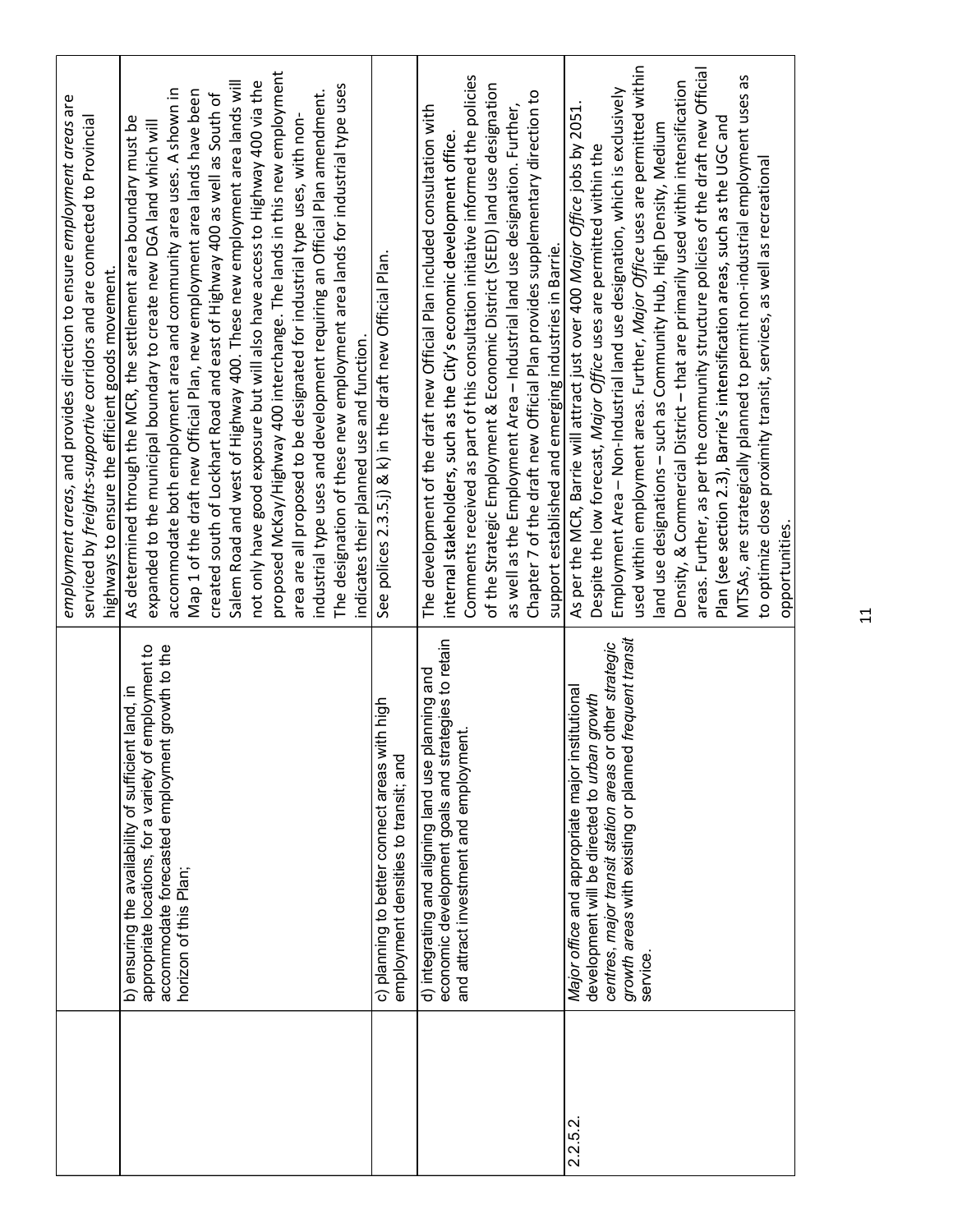| | | |
|---|---|---|
| | | *employment areas*, and provides direction to ensure *employment areas* are serviced by *freights-supportive* corridors and are connected to Provincial highways to ensure the efficient goods movement. |
| | b) ensuring the availability of sufficient land, in appropriate locations, for a variety of employment to accommodate forecasted employment growth to the horizon of this Plan; | As determined through the MCR, the settlement area boundary must be expanded to the municipal boundary to create new DGA land which will accommodate both employment area and community area uses. A shown in Map 1 of the draft new Official Plan, new employment area lands have been created south of Lockhart Road and east of Highway 400 as well as South of Salem Road and west of Highway 400. These new employment area lands will not only have good exposure but will also have access to Highway 400 via the proposed McKay/Highway 400 interchange. The lands in this new employment area are all proposed to be designated for industrial type uses, with non-industrial type uses and development requiring an Official Plan amendment. The designation of these new employment area lands for industrial type uses indicates their planned use and function. |
| | c) planning to better connect areas with high employment densities to transit; and | See polices 2.3.5.j) & k) in the draft new Official Plan. |
| | d) integrating and aligning land use planning and economic development goals and strategies to retain and attract investment and employment. | The development of the draft new Official Plan included consultation with internal stakeholders, such as the City's economic development office. Comments received as part of this consultation initiative informed the policies of the Strategic Employment & Economic District (SEED) land use designation as well as the Employment Area – Industrial land use designation. Further, Chapter 7 of the draft new Official Plan provides supplementary direction to support established and emerging industries in Barrie. |
| 2.2.5.2. | *Major office* and appropriate major institutional development will be directed to *urban growth centres*, *major transit station areas* or other *strategic growth areas* with existing or planned *frequent transit* service. | As per the MCR, Barrie will attract just over 400 *Major Office* jobs by 2051. Despite the low forecast, *Major Office* uses are permitted within the Employment Area – Non-Industrial land use designation, which is exclusively used within employment areas. Further, *Major Office* uses are permitted within land use designations – such as Community Hub, High Density, Medium Density, & Commercial District – that are primarily used within intensification areas. Further, as per the community structure policies of the draft new Official Plan (see section 2.3), Barrie's intensification areas, such as the UGC and MTSAs, are strategically planned to permit non-industrial employment uses as to optimize close proximity transit, services, as well as recreational opportunities. |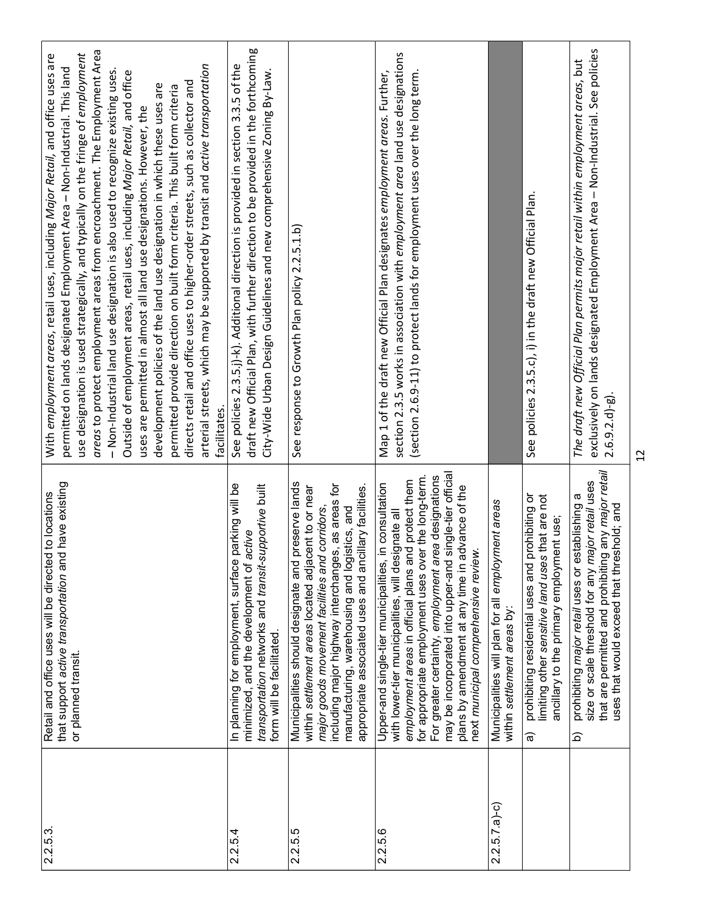| | | |
|---|---|---|
| 2.2.5.3. | Retail and office uses will be directed to locations that support *active transportation* and have existing or planned transit. | With *employment areas*, retail uses, including *Major Retail*, and office uses are permitted on lands designated Employment Area – Non-Industrial. This land use designation is used strategically, and typically on the fringe of *employment areas* to protect employment areas from encroachment. The Employment Area – Non-Industrial land use designation is also used to recognize existing uses. Outside of employment areas, retail uses, including *Major Retail*, and office uses are permitted in almost all land use designations. However, the development policies of the land use designation in which these uses are permitted provide direction on built form criteria. This built form criteria directs retail and office uses to higher-order streets, such as collector and arterial streets, which may be supported by transit and *active transportation* facilitates. |
| 2.2.5.4 | In planning for employment, surface parking will be minimized, and the development of *active transportation* networks and *transit-supportive* built form will be facilitated. | See policies 2.3.5.j)-k). Additional direction is provided in section 3.3.5 of the draft new Official Plan, with further direction to be provided in the forthcoming City-Wide Urban Design Guidelines and new comprehensive Zoning By-Law. |
| 2.2.5.5 | Municipalities should designate and preserve lands within *settlement areas* located adjacent to or near *major goods movement facilities and corridors*, including major highway interchanges, as areas for manufacturing, warehousing and logistics, and appropriate associated uses and ancillary facilities. | See response to Growth Plan policy 2.2.5.1.b) |
| 2.2.5.6 | Upper-and single-tier municipalities, in consultation with lower-tier municipalities, will designate all *employment areas* in official plans and protect them for appropriate employment uses over the long-term. For greater certainty, *employment area* designations may be incorporated into upper-and single-tier official plans by amendment at any time in advance of the next *municipal comprehensive review*. | Map 1 of the draft new Official Plan designates *employment areas*. Further, section 2.3.5 works in association with *employment area* land use designations (section 2.6.9-11) to protect lands for employment uses over the long term. |
| 2.2.5.7.a)-c) | Municipalities will plan for all *employment areas* within *settlement areas* by: | |
| | a) prohibiting residential uses and prohibiting or limiting other *sensitive land uses* that are not ancillary to the primary employment use; | See policies 2.3.5.c), i) in the draft new Official Plan. |
| | b) prohibiting *major retail* uses or establishing a size or scale threshold for any *major retail* uses that are permitted and prohibiting any *major retail* uses that would exceed that threshold; and | *The draft new Official Plan permits major retail within employment areas*, but exclusively on lands designated Employment Area – Non-Industrial. See policies 2.6.9.2.d)-g). |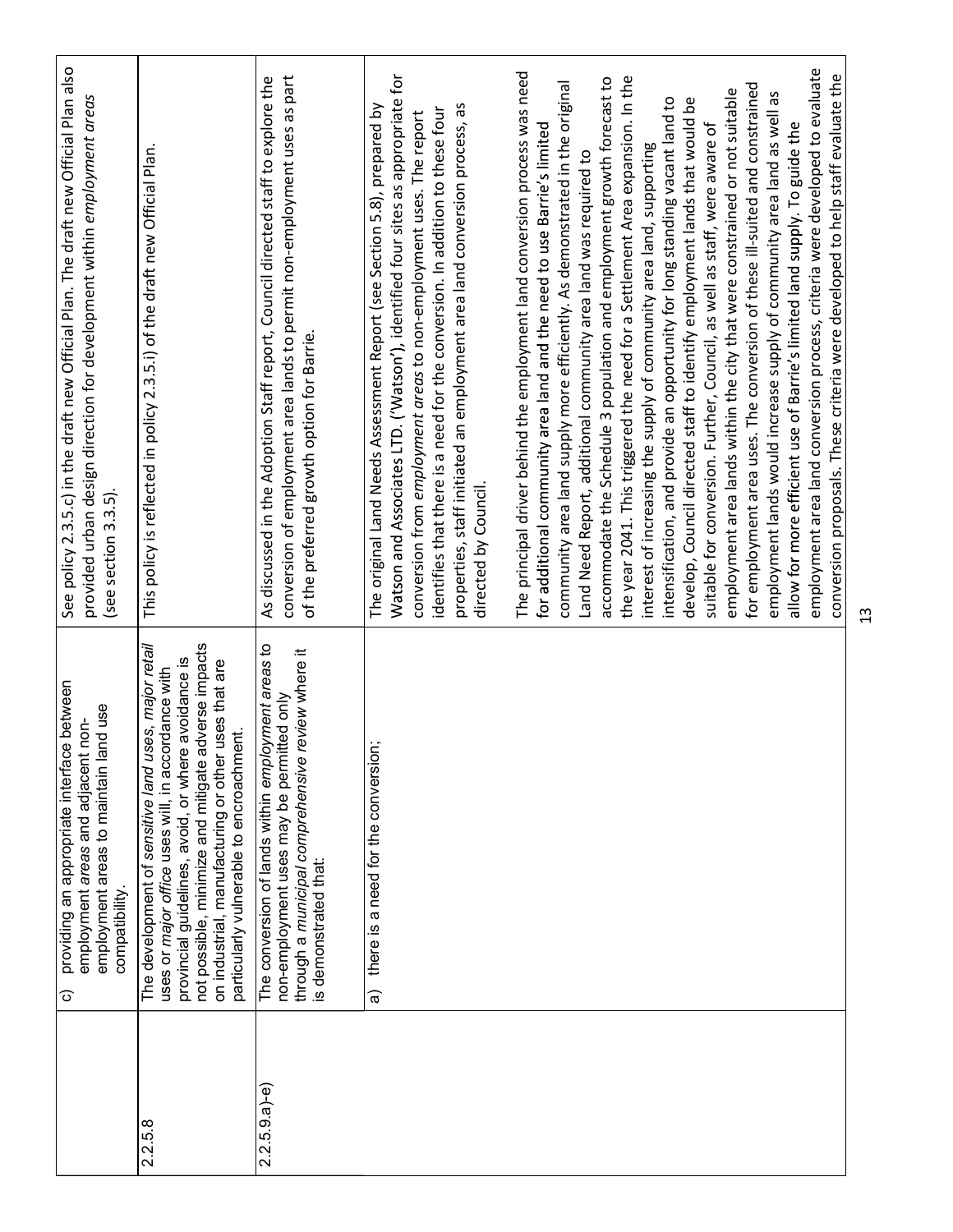| | | |
|---|---|---|
| | c) providing an appropriate interface between employment *areas* and adjacent non-employment areas to maintain land use compatibility. | See policy 2.3.5.c) in the draft new Official Plan. The draft new Official Plan also provided urban design direction for development within *employment areas* (see section 3.3.5). |
| 2.2.5.8 | The development of *sensitive land uses*, *major retail* uses or *major office* uses will, in accordance with provincial guidelines, avoid, or where avoidance is not possible, minimize and mitigate adverse impacts on industrial, manufacturing or other uses that are particularly vulnerable to encroachment. | This policy is reflected in policy 2.3.5.i) of the draft new Official Plan. |
| 2.2.5.9.a)-e) | The conversion of lands within *employment areas* to non-employment uses may be permitted only through a *municipal comprehensive review* where it is demonstrated that: | As discussed in the Adoption Staff report, Council directed staff to explore the conversion of employment area lands to permit non-employment uses as part of the preferred growth option for Barrie. |
| | a) there is a need for the conversion; | The original Land Needs Assessment Report (see Section 5.8), prepared by Watson and Associates LTD. ('Watson'), identified four sites as appropriate for conversion from *employment areas* to non-employment uses. The report identifies that there is a need for the conversion. In addition to these four properties, staff initiated an employment area land conversion process, as directed by Council.<br><br>The principal driver behind the employment land conversion process was need for additional community area land and the need to use Barrie's limited community area land supply more efficiently. As demonstrated in the original Land Need Report, additional community area land was required to accommodate the Schedule 3 population and employment growth forecast to the year 2041. This triggered the need for a Settlement Area expansion. In the interest of increasing the supply of community area land, supporting intensification, and provide an opportunity for long standing vacant land to develop, Council directed staff to identify employment lands that would be suitable for conversion. Further, Council, as well as staff, were aware of employment area lands within the city that were constrained or not suitable for employment area uses. The conversion of these ill-suited and constrained employment lands would increase supply of community area land as well as allow for more efficient use of Barrie's limited land supply. To guide the employment area land conversion process, criteria were developed to evaluate conversion proposals. These criteria were developed to help staff evaluate the |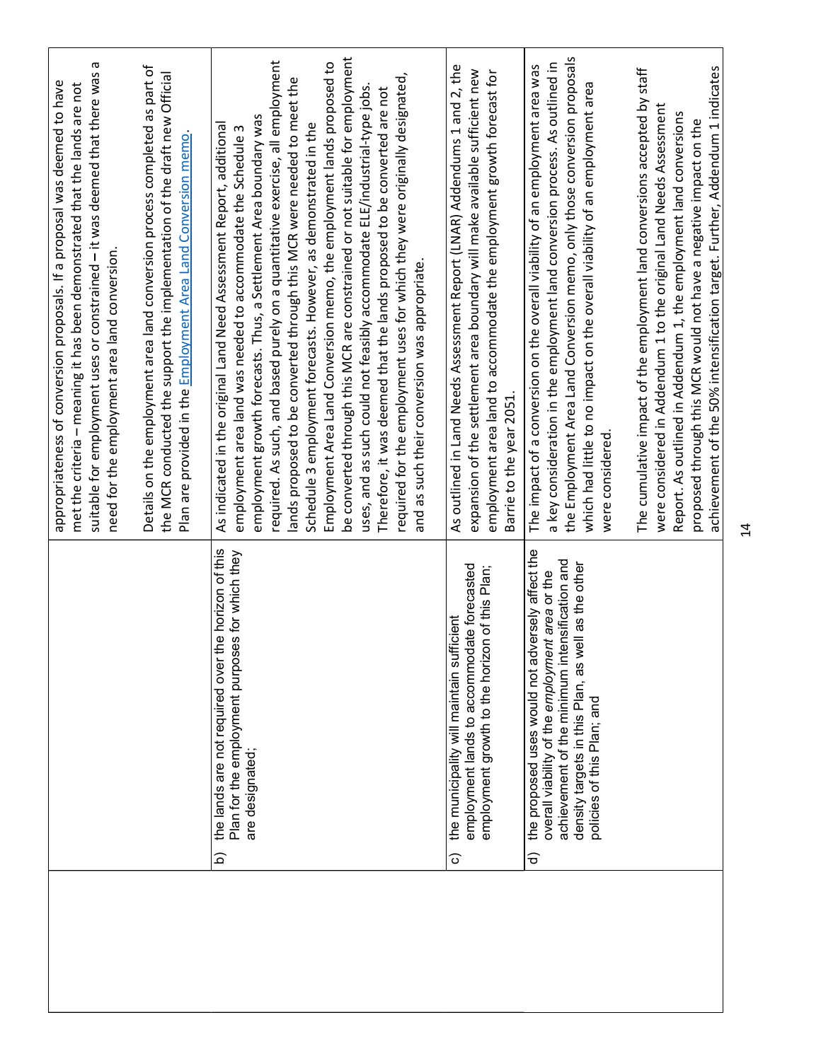| | | |
|---|---|---|
| | | appropriateness of conversion proposals. If a proposal was deemed to have met the criteria – meaning it has been demonstrated that the lands are not suitable for employment uses or constrained – it was deemed that there was a need for the employment area land conversion.<br><br>Details on the employment area land conversion process completed as part of the MCR conducted the support the implementation of the draft new Official Plan are provided in the Employment Area Land Conversion memo. |
| | b) the lands are not required over the horizon of this Plan for the employment purposes for which they are designated; | As indicated in the original Land Need Assessment Report, additional employment area land was needed to accommodate the Schedule 3 employment growth forecasts. Thus, a Settlement Area boundary was required. As such, and based purely on a quantitative exercise, all employment lands proposed to be converted through this MCR were needed to meet the Schedule 3 employment forecasts. However, as demonstrated in the Employment Area Land Conversion memo, the employment lands proposed to be converted through this MCR are constrained or not suitable for employment uses, and as such could not feasibly accommodate ELE/industrial-type jobs. Therefore, it was deemed that the lands proposed to be converted are not required for the employment uses for which they were originally designated, and as such their conversion was appropriate. |
| | c) the municipality will maintain sufficient employment lands to accommodate forecasted employment growth to the horizon of this Plan; | As outlined in Land Needs Assessment Report (LNAR) Addendums 1 and 2, the expansion of the settlement area boundary will make available sufficient new employment area land to accommodate the employment growth forecast for Barrie to the year 2051. |
| | d) the proposed uses would not adversely affect the overall viability of the *employment area* or the achievement of the minimum intensification and density targets in this Plan, as well as the other policies of this Plan; and | The impact of a conversion on the overall viability of an employment area was a key consideration in the employment land conversion process. As outlined in the Employment Area Land Conversion memo, only those conversion proposals which had little to no impact on the overall viability of an employment area were considered.<br><br>The cumulative impact of the employment land conversions accepted by staff were considered in Addendum 1 to the original Land Needs Assessment Report. As outlined in Addendum 1, the employment land conversions proposed through this MCR would not have a negative impact on the achievement of the 50% intensification target. Further, Addendum 1 indicates |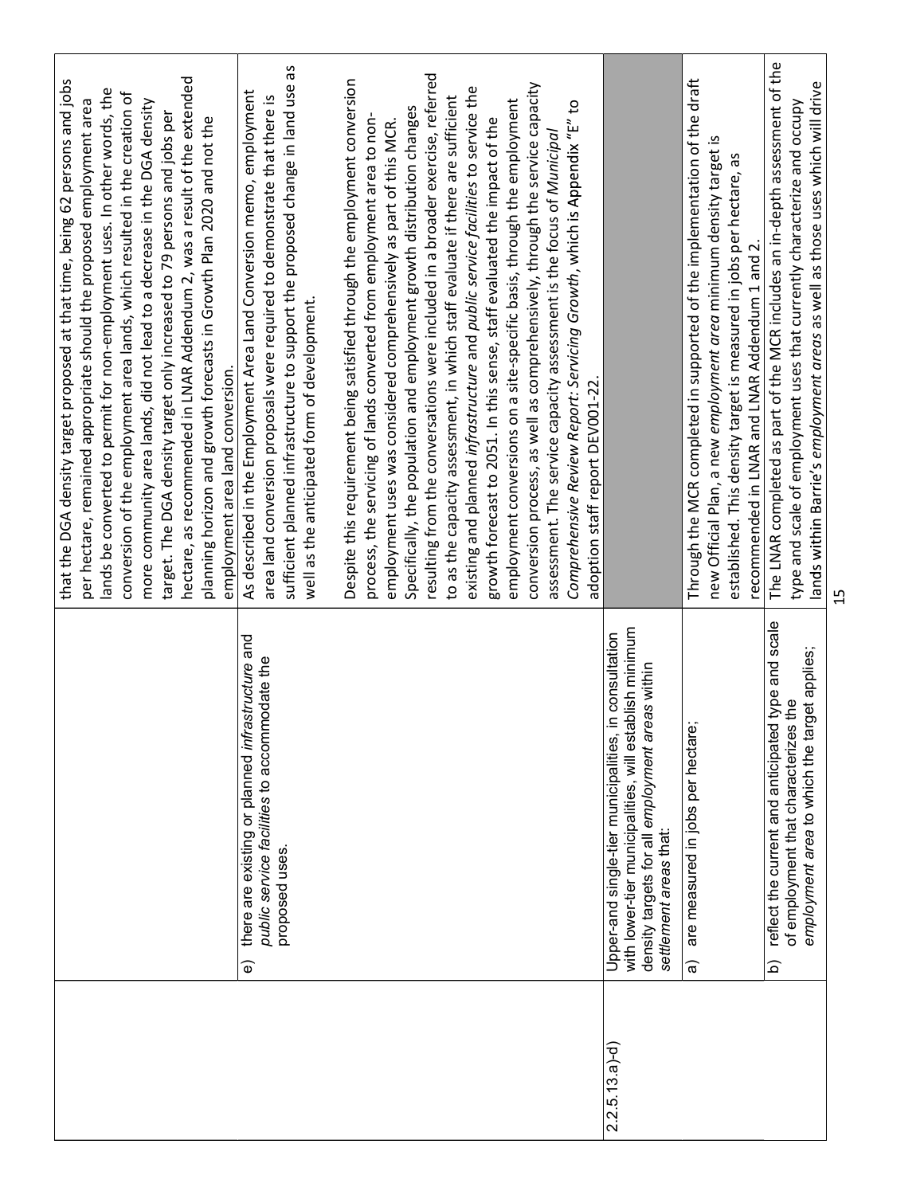| | | |
|---|---|---|
| | | that the DGA density target proposed at that time, being 62 persons and jobs per hectare, remained appropriate should the proposed employment area lands be converted to permit for non-employment uses. In other words, the conversion of the employment area lands, which resulted in the creation of more community area lands, did not lead to a decrease in the DGA density target. The DGA density target only increased to 79 persons and jobs per hectare, as recommended in LNAR Addendum 2, was a result of the extended planning horizon and growth forecasts in Growth Plan 2020 and not the employment area land conversion. |
| | e) there are existing or planned *infrastructure* and *public service facilities* to accommodate the proposed uses. | As described in the Employment Area Land Conversion memo, employment area land conversion proposals were required to demonstrate that there is sufficient planned infrastructure to support the proposed change in land use as well as the anticipated form of development.<br><br>Despite this requirement being satisfied through the employment conversion process, the servicing of lands converted from employment area to non-employment uses was considered comprehensively as part of this MCR. Specifically, the population and employment growth distribution changes resulting from the conversations were included in a broader exercise, referred to as the capacity assessment, in which staff evaluate if there are sufficient existing and planned *infrastructure* and *public service facilities* to service the growth forecast to 2051. In this sense, staff evaluated the impact of the employment conversions on a site-specific basis, through the employment conversion process, as well as comprehensively, through the service capacity assessment. The service capacity assessment is the focus of *Municipal Comprehensive Review Report: Servicing Growth*, which is Appendix "E" to adoption staff report DEV001-22. |
| 2.2.5.13.a)-d) | Upper-and single-tier municipalities, in consultation with lower-tier municipalities, will establish minimum density targets for all *employment areas* within *settlement areas* that: | |
| | a) are measured in jobs per hectare; | Through the MCR completed in supported of the implementation of the draft new Official Plan, a new *employment area* minimum density target is established. This density target is measured in jobs per hectare, as recommended in LNAR and LNAR Addendum 1 and 2. |
| | b) reflect the current and anticipated type and scale of employment that characterizes the *employment area* to which the target applies; | The LNAR completed as part of the MCR includes an in-depth assessment of the type and scale of employment uses that currently characterize and occupy lands within Barrie's *employment areas* as well as those uses which will drive |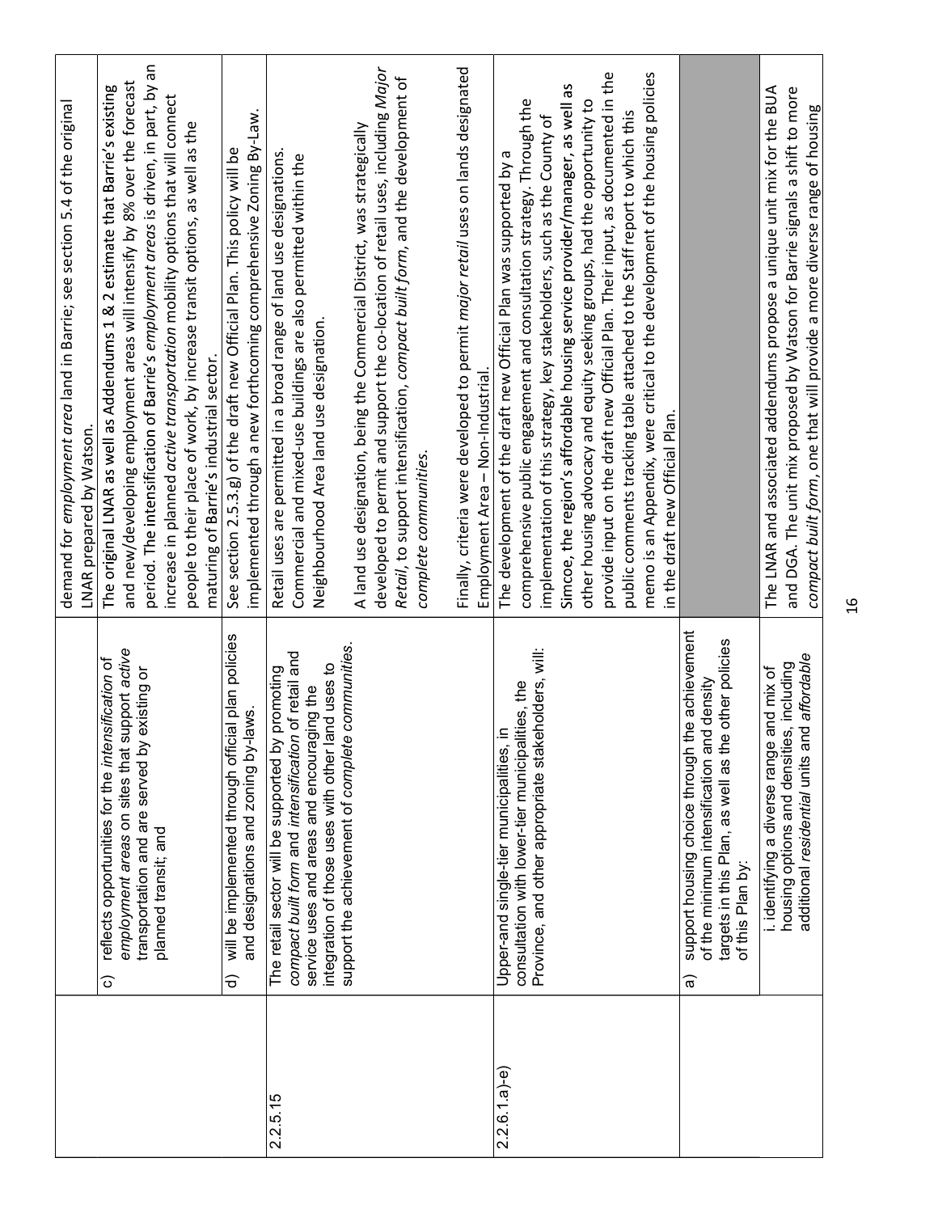| | | |
|---|---|---|
| | | demand for *employment area* land in Barrie; see section 5.4 of the original LNAR prepared by Watson. |
| | c) reflects opportunities for the *intensification* of *employment areas* on sites that support *active* transportation and are served by existing or planned transit; and | The original LNAR as well as Addendums 1 & 2 estimate that Barrie's existing and new/developing employment areas will intensify by 8% over the forecast period. The intensification of Barrie's *employment areas* is driven, in part, by an increase in planned *active transportation* mobility options that will connect people to their place of work, by increase transit options, as well as the maturing of Barrie's industrial sector. |
| | d) will be implemented through official plan policies and designations and zoning by-laws. | See section 2.5.3.g) of the draft new Official Plan. This policy will be implemented through a new forthcoming comprehensive Zoning By-Law. |
| 2.2.5.15 | The retail sector will be supported by promoting *compact built form* and *intensification* of retail and service uses and areas and encouraging the integration of those uses with other land uses to support the achievement of *complete communities*. | Retail uses are permitted in a broad range of land use designations. Commercial and mixed-use buildings are also permitted within the Neighbourhood Area land use designation.<br><br>A land use designation, being the Commercial District, was strategically developed to permit and support the co-location of retail uses, including *Major Retail*, to support intensification, *compact built form*, and the development of *complete communities.*<br><br>Finally, criteria were developed to permit *major retail* uses on lands designated Employment Area – Non-Industrial. |
| 2.2.6.1.a)-e) | Upper-and single-tier municipalities, in consultation with lower-tier municipalities, the Province, and other appropriate stakeholders, will: | The development of the draft new Official Plan was supported by a comprehensive public engagement and consultation strategy. Through the implementation of this strategy, key stakeholders, such as the County of Simcoe, the region's affordable housing service provider/manager, as well as other housing advocacy and equity seeking groups, had the opportunity to provide input on the draft new Official Plan. Their input, as documented in the public comments tracking table attached to the Staff report to which this memo is an Appendix, were critical to the development of the housing policies in the draft new Official Plan. |
| | a) support housing choice through the achievement of the minimum intensification and density targets in this Plan, as well as the other policies of this Plan by: | |
| | i. identifying a diverse range and mix of housing options and densities, including additional *residential* units and *affordable* | The LNAR and associated addendums propose a unique unit mix for the BUA and DGA. The unit mix proposed by Watson for Barrie signals a shift to more *compact built form*, one that will provide a more diverse range of housing |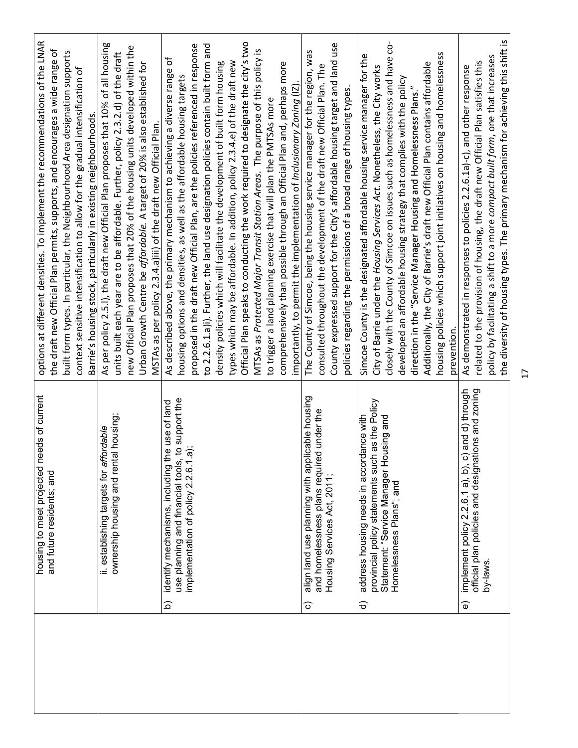| | | |
|---|---|---|
| | housing to meet projected needs of current and future residents; and | options at different densities. To implement the recommendations of the LNAR the draft new Official Plan permits, supports, and encourages a wide range of built form types. In particular, the Neighbourhood Area designation supports context sensitive intensification to allow for the gradual intensification of Barrie's housing stock, particularly in existing neighbourhoods. |
| | ii. establishing targets for *affordable* ownership housing and rental housing; | As per policy 2.5.l), the draft new Official Plan proposes that 10% of all housing units built each year are to be affordable. Further, policy 2.3.2.d) of the draft new Official Plan proposes that 20% of the housing units developed within the Urban Growth Centre be *affordable.* A target of 20% is also established for MSTAs as per policy 2.3.4.a)iii) of the draft new Official Plan. |
| | b) identify mechanisms, including the use of land use planning and financial tools, to support the implementation of policy 2.2.6.1.a); | As described above, the primary mechanism to achieving a diverse range of housing options and densities, as well as the affordable housing targets proposed in the draft new Official Plan, are the policies referenced in response to 2.2.6.1.a)i). Further, the land use designation policies contain built form and density policies which will facilitate the development of built form housing types which may be affordable. In addition, policy 2.3.4.e) of the draft new Official Plan speaks to conducting the work required to designate the city's two MTSAs as *Protected Major Transit Station Areas.* The purpose of this policy is to trigger a land planning exercise that will plan the PMTSAs more comprehensively than possible through an Official Plan and, perhaps more importantly, to permit the implementation of *Inclusionary Zoning* (IZ). |
| | c) align land use planning with applicable housing and homelessness plans required under the Housing Services Act, 2011; | The County of Simcoe, being the housing service manager for the region, was consulted throughout the development of the draft new Official Plan. The County expressed support for the City's affordable housing target and land use policies regarding the permissions of a broad range of housing types. |
| | d) address housing needs in accordance with provincial policy statements such as the Policy Statement: "Service Manager Housing and Homelessness Plans"; and | Simcoe County is the designated affordable housing service manager for the City of Barrie under the *Housing Services Act*. Nonetheless, the City works closely with the County of Simcoe on issues such as homelessness and have co-developed an affordable housing strategy that complies with the policy direction in the "Service Manager Housing and Homelessness Plans." Additionally, the City of Barrie's draft new Official Plan contains affordable housing policies which support joint initiatives on housing and homelessness prevention. |
| | e) implement policy 2.2.6.1 a), b), c) and d) through official plan policies and designations and zoning by-laws. | As demonstrated in responses to policies 2.2.6.1a)-c), and other response related to the provision of housing, the draft new Official Plan satisfies this policy by facilitating a shift to a more *compact built form*, one that increases the diversity of housing types. The primary mechanism for achieving this shift is |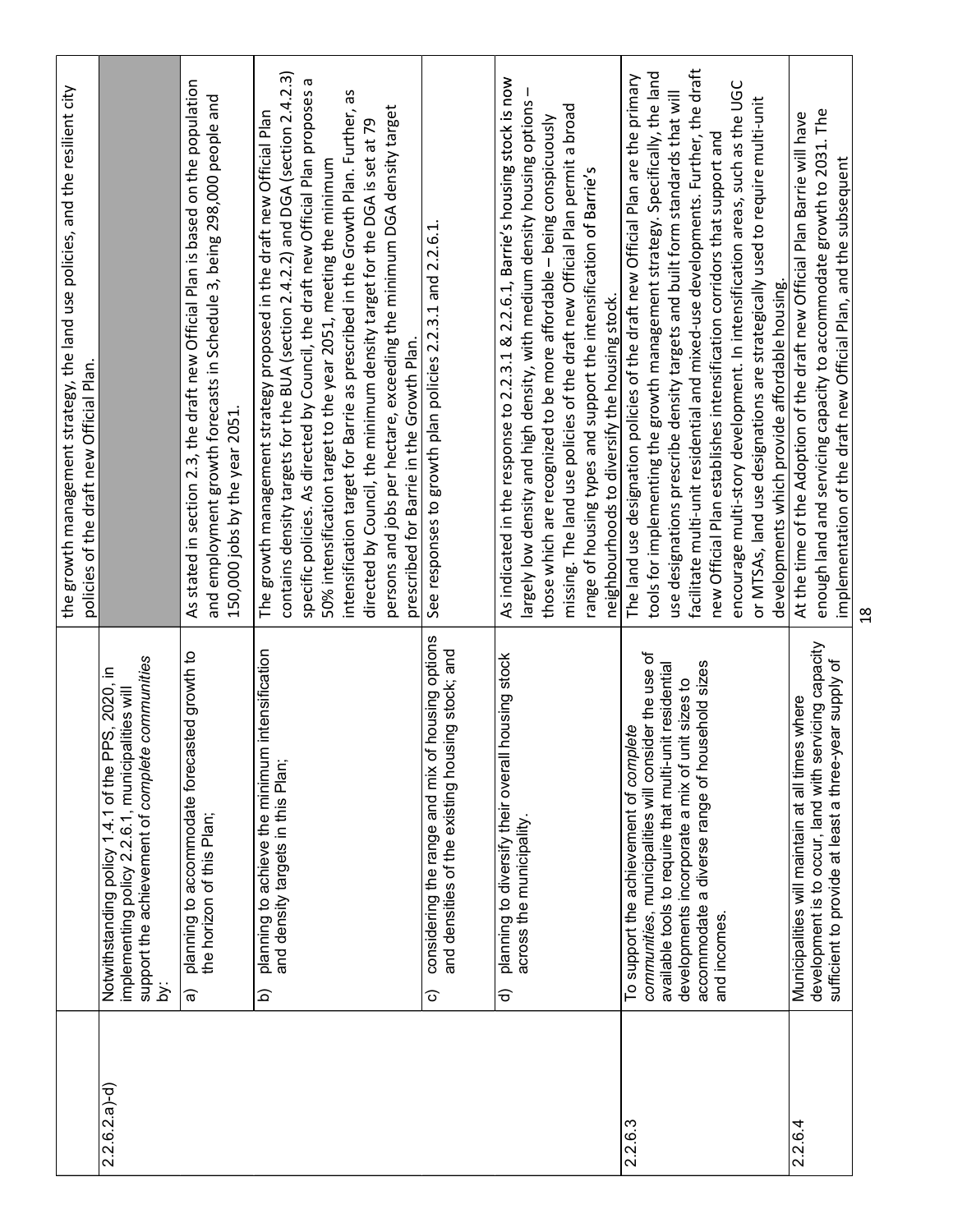| | | |
|---|---|---|
| | | the growth management strategy, the land use policies, and the resilient city policies of the draft new Official Plan. |
| 2.2.6.2 a)-d) | Notwithstanding policy 1.4.1 of the PPS, 2020, in implementing policy 2.2.6.1, municipalities will support the achievement of *complete communities* by: | |
| | a) planning to accommodate forecasted growth to the horizon of this Plan; | As stated in section 2.3, the draft new Official Plan is based on the population and employment growth forecasts in Schedule 3, being 298,000 people and 150,000 jobs by the year 2051. |
| | b) planning to achieve the minimum intensification and density targets in this Plan; | The growth management strategy proposed in the draft new Official Plan contains density targets for the BUA (section 2.4.2.2) and DGA (section 2.4.2.3) specific policies. As directed by Council, the draft new Official Plan proposes a 50% intensification target to the year 2051, meeting the minimum intensification target for Barrie as prescribed in the Growth Plan. Further, as directed by Council, the minimum density target for the DGA is set at 79 persons and jobs per hectare, exceeding the minimum DGA density target prescribed for Barrie in the Growth Plan. |
| | c) considering the range and mix of housing options and densities of the existing housing stock; and | See responses to growth plan policies 2.2.3.1 and 2.2.6.1. |
| | d) planning to diversify their overall housing stock across the municipality. | As indicated in the response to 2.2.3.1 & 2.2.6.1, Barrie's housing stock is now largely low density and high density, with medium density housing options – those which are recognized to be more affordable – being conspicuously missing. The land use policies of the draft new Official Plan permit a broad range of housing types and support the intensification of Barrie's neighbourhoods to diversify the housing stock. |
| 2.2.6.3 | To support the achievement of *complete communities*, municipalities will consider the use of available tools to require that multi-unit residential developments incorporate a mix of unit sizes to accommodate a diverse range of household sizes and incomes. | The land use designation policies of the draft new Official Plan are the primary tools for implementing the growth management strategy. Specifically, the land use designations prescribe density targets and built form standards that will facilitate multi-unit residential and mixed-use developments. Further, the draft new Official Plan establishes intensification corridors that support and encourage multi-story development. In intensification areas, such as the UGC or MTSAs, land use designations are strategically used to require multi-unit developments which provide affordable housing. |
| 2.2.6.4 | Municipalities will maintain at all times where development is to occur, land with servicing capacity sufficient to provide at least a three-year supply of | At the time of the Adoption of the draft new Official Plan Barrie will have enough land and servicing capacity to accommodate growth to 2031. The implementation of the draft new Official Plan, and the subsequent |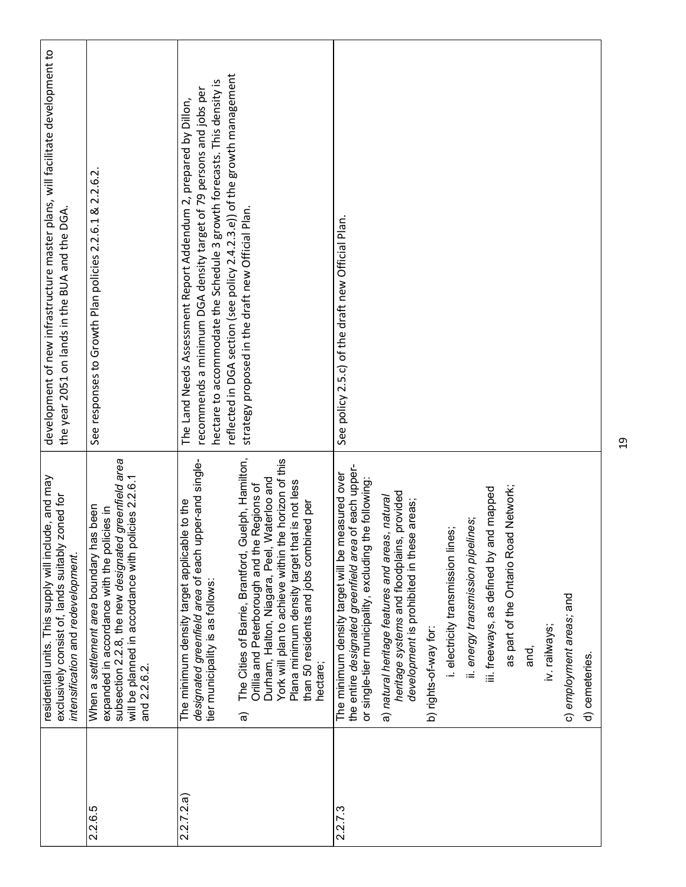| | | |
|---|---|---|
| | residential units. This supply will include, and may exclusively consist of, lands suitably zoned for *intensification* and *redevelopment*. | development of new infrastructure master plans, will facilitate development to the year 2051 on lands in the BUA and the DGA. |
| 2.2.6.5 | When a *settlement area* boundary has been expanded in accordance with the policies in subsection 2.2.8, the new *designated greenfield area* will be planned in accordance with policies 2.2.6.1 and 2.2.6.2. | See responses to Growth Plan policies 2.2.6.1 & 2.2.6.2. |
| 2.2.7.2.a) | The minimum density target applicable to the *designated greenfield area* of each upper-and single-tier municipality is as follows:<br><br>a) The Cities of Barrie, Brantford, Guelph, Hamilton, Orillia and Peterborough and the Regions of Durham, Halton, Niagara, Peel, Waterloo and York will plan to achieve within the horizon of this Plana minimum density target that is not less than 50 residents and jobs combined per hectare; | The Land Needs Assessment Report Addendum 2, prepared by Dillon, recommends a minimum DGA density target of 79 persons and jobs per hectare to accommodate the Schedule 3 growth forecasts. This density is reflected in DGA section (see policy 2.4.2.3.e)) of the growth management strategy proposed in the draft new Official Plan. |
| 2.2.7.3 | The minimum density target will be measured over the entire *designated greenfield area* of each upper- or single-tier municipality, excluding the following:<br><br>a) *natural heritage features and areas, natural heritage systems* and floodplains, provided *development* is prohibited in these areas;<br><br>b) rights-of-way for:<br><br>i. electricity transmission lines;<br><br>ii. *energy transmission pipelines*;<br><br>iii. freeways, as defined by and mapped as part of the Ontario Road Network; and,<br><br>iv. railways;<br><br>c) *employment areas*; and<br><br>d) cemeteries. | See policy 2.5.c) of the draft new Official Plan. |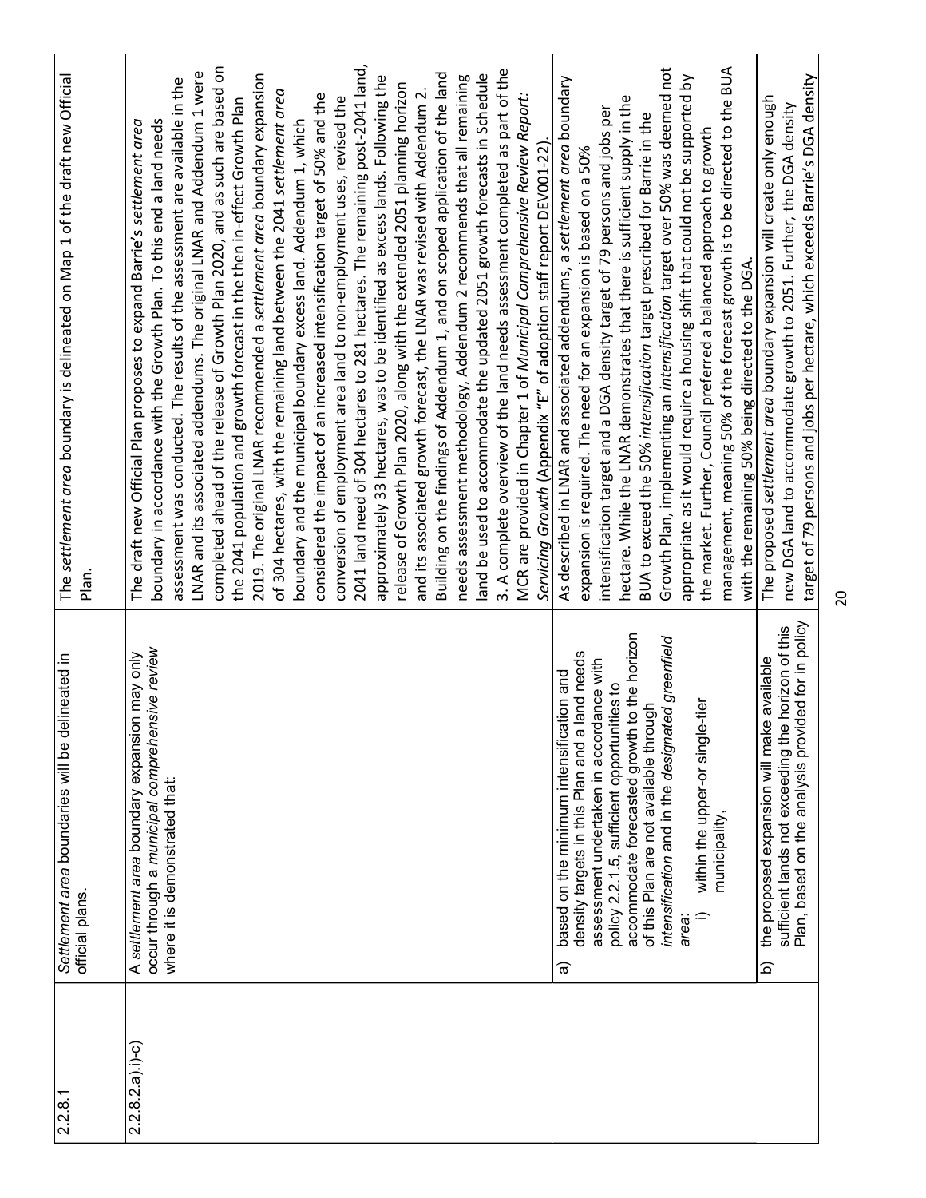| | | |
|---|---|---|
| 2.2.8.1 | *Settlement area* boundaries will be delineated in official plans. | The *settlement area* boundary is delineated on Map 1 of the draft new Official Plan. |
| 2.2.8.2.a).i)-c) | A *settlement area* boundary expansion may only occur through a *municipal comprehensive review* where it is demonstrated that: | The draft new Official Plan proposes to expand Barrie's *settlement area* boundary in accordance with the Growth Plan. To this end a land needs assessment was conducted. The results of the assessment are available in the LNAR and its associated addendums. The original LNAR and Addendum 1 were completed ahead of the release of Growth Plan 2020, and as such are based on the 2041 population and growth forecast in the then in-effect Growth Plan 2019. The original LNAR recommended a *settlement area* boundary expansion of 304 hectares, with the remaining land between the 2041 *settlement area* boundary and the municipal boundary excess land. Addendum 1, which considered the impact of an increased intensification target of 50% and the conversion of employment area land to non-employment uses, revised the 2041 land need of 304 hectares to 281 hectares. The remaining post-2041 land, approximately 33 hectares, was to be identified as excess lands. Following the release of Growth Plan 2020, along with the extended 2051 planning horizon and its associated growth forecast, the LNAR was revised with Addendum 2. Building on the findings of Addendum 1, and on scoped application of the land needs assessment methodology, Addendum 2 recommends that all remaining land be used to accommodate the updated 2051 growth forecasts in Schedule 3. A complete overview of the land needs assessment completed as part of the MCR are provided in Chapter 1 of *Municipal Comprehensive Review Report: Servicing Growth* (Appendix "E" of adoption staff report DEV001-22). |
| | a) based on the minimum intensification and density targets in this Plan and a land needs assessment undertaken in accordance with policy 2.2.1.5, sufficient opportunities to accommodate forecasted growth to the horizon of this Plan are not available through *intensification* and in the *designated greenfield area*:<br>i) within the upper-or single-tier municipality, | As described in LNAR and associated addendums, a *settlement area* boundary expansion is required. The need for an expansion is based on a 50% intensification target and a DGA density target of 79 persons and jobs per hectare. While the LNAR demonstrates that there is sufficient supply in the BUA to exceed the 50% *intensification* target prescribed for Barrie in the Growth Plan, implementing an *intensification* target over 50% was deemed not appropriate as it would require a housing shift that could not be supported by the market. Further, Council preferred a balanced approach to growth management, meaning 50% of the forecast growth is to be directed to the BUA with the remaining 50% being directed to the DGA. |
| | b) the proposed expansion will make available sufficient lands not exceeding the horizon of this Plan, based on the analysis provided for in policy | The proposed *settlement area* boundary expansion will create only enough new DGA land to accommodate growth to 2051. Further, the DGA density target of 79 persons and jobs per hectare, which exceeds Barrie's DGA density |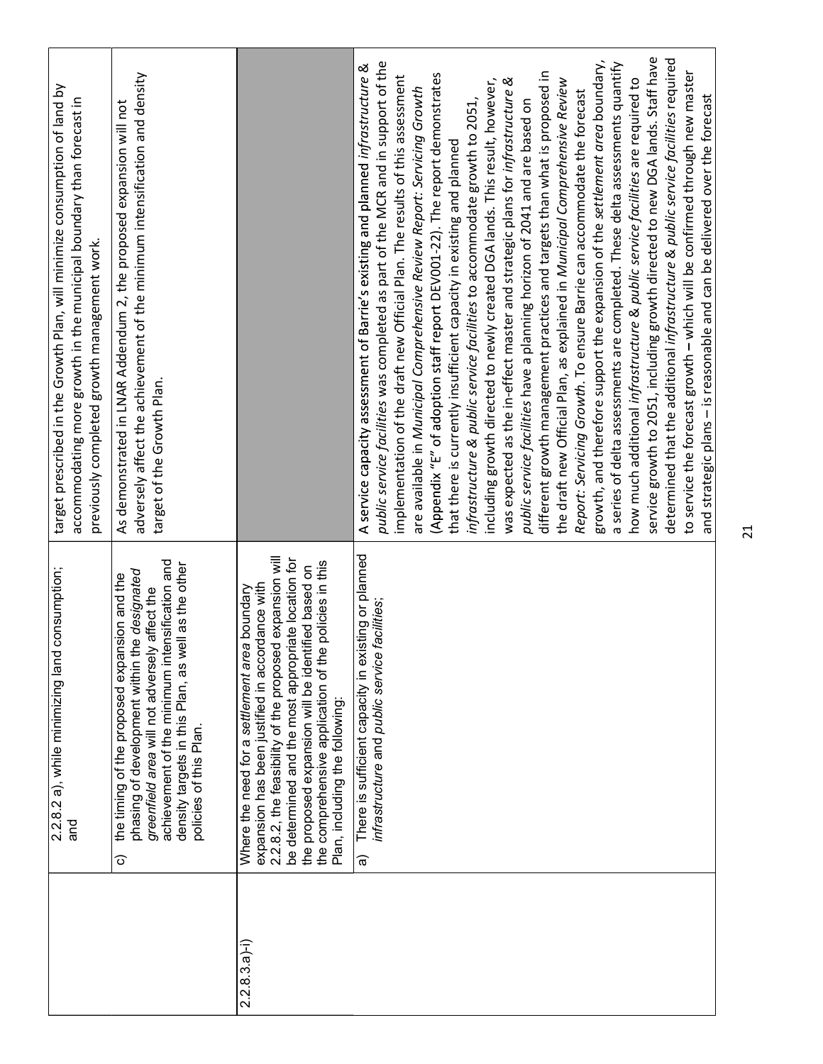| | | |
|---|---|---|
| | 2.2.8.2 a), while minimizing land consumption; and | target prescribed in the Growth Plan, will minimize consumption of land by accommodating more growth in the municipal boundary than forecast in previously completed growth management work. |
| | c) the timing of the proposed expansion and the phasing of development within the *designated greenfield area* will not adversely affect the achievement of the minimum intensification and density targets in this Plan, as well as the other policies of this Plan. | As demonstrated in LNAR Addendum 2, the proposed expansion will not adversely affect the achievement of the minimum intensification and density target of the Growth Plan. |
| 2.2.8.3.a)-i) | Where the need for a *settlement area* boundary expansion has been justified in accordance with 2.2.8.2, the feasibility of the proposed expansion will be determined and the most appropriate location for the proposed expansion will be identified based on the comprehensive application of the policies in this Plan, including the following: | |
| | a) There is sufficient capacity in existing or planned *infrastructure* and *public service facilities*; | A service capacity assessment of Barrie's existing and planned *infrastructure & public service facilities* was completed as part of the MCR and in support of the implementation of the draft new Official Plan. The results of this assessment are available in *Municipal Comprehensive Review Report: Servicing Growth* (Appendix "E" of adoption staff report DEV001-22). The report demonstrates that there is currently insufficient capacity in existing and planned *infrastructure & public service facilities* to accommodate growth to 2051, including growth directed to newly created DGA lands. This result, however, was expected as the in-effect master and strategic plans for *infrastructure & public service facilities* have a planning horizon of 2041 and are based on different growth management practices and targets than what is proposed in the draft new Official Plan, as explained in *Municipal Comprehensive Review Report: Servicing Growth*. To ensure Barrie can accommodate the forecast growth, and therefore support the expansion of the *settlement area* boundary, a series of delta assessments are completed. These delta assessments quantify how much additional *infrastructure & public service facilities* are required to service growth to 2051, including growth directed to new DGA lands. Staff have determined that the additional *infrastructure & public service facilities* required to service the forecast growth – which will be confirmed through new master and strategic plans – is reasonable and can be delivered over the forecast |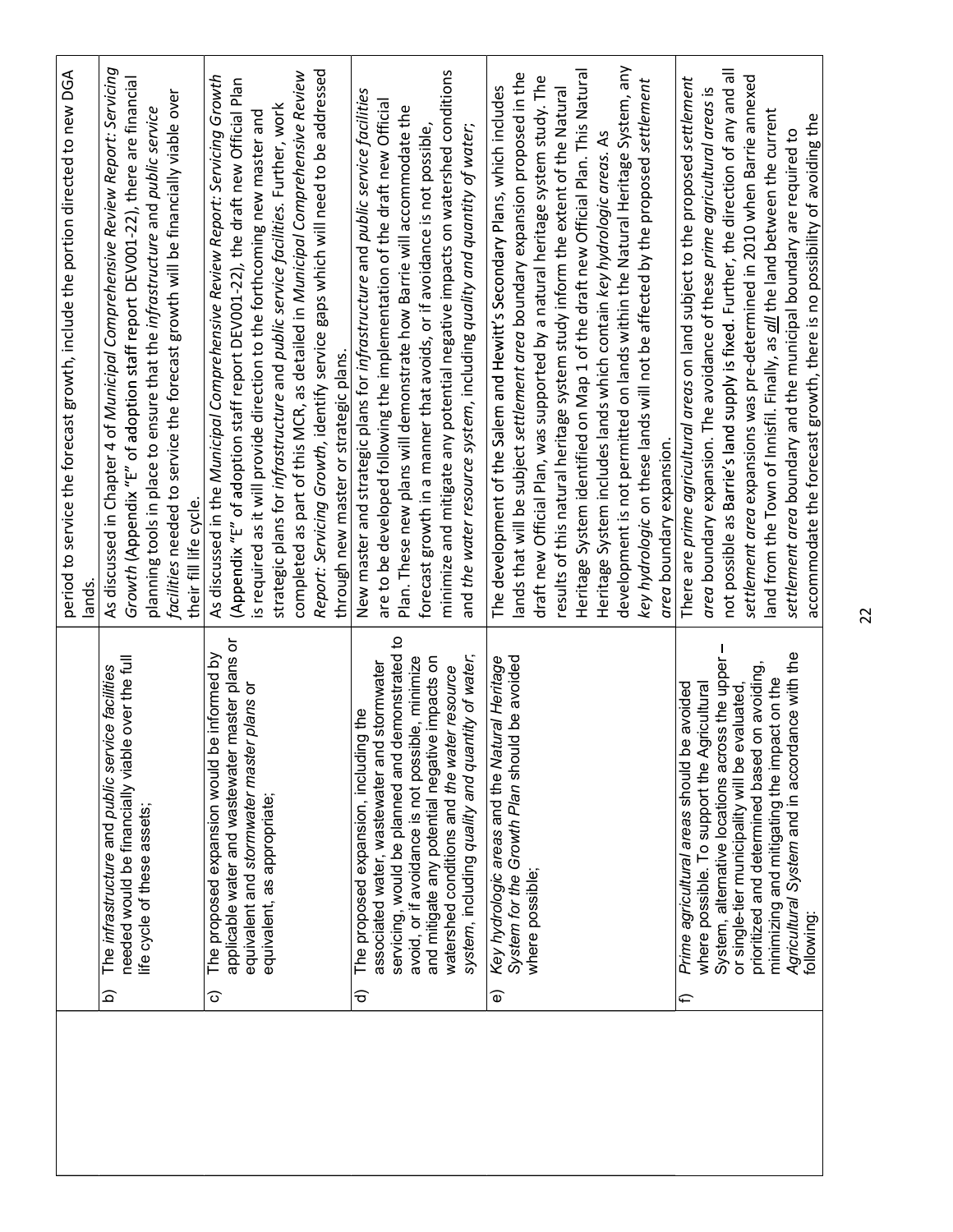| | | |
|---|---|---|
| | | period to service the forecast growth, include the portion directed to new DGA lands. |
| | b) The *infrastructure* and *public service facilities* needed would be financially viable over the full life cycle of these assets; | As discussed in Chapter 4 of *Municipal Comprehensive Review Report: Servicing Growth* (Appendix "E" of adoption staff report DEV001-22), there are financial planning tools in place to ensure that the *infrastructure* and *public service facilities* needed to service the forecast growth will be financially viable over their fill life cycle. |
| | c) The proposed expansion would be informed by applicable water and wastewater master plans or equivalent and *stormwater master plans* or equivalent, as appropriate; | As discussed in the *Municipal Comprehensive Review Report: Servicing Growth* (Appendix "E" of adoption staff report DEV001-22), the draft new Official Plan is required as it will provide direction to the forthcoming new master and strategic plans for *infrastructure* and *public service facilities*. Further, work completed as part of this MCR, as detailed in *Municipal Comprehensive Review Report: Servicing Growth*, identify service gaps which will need to be addressed through new master or strategic plans. |
| | d) The proposed expansion, including the associated water, wastewater and stormwater servicing, would be planned and demonstrated to avoid, or if avoidance is not possible, minimize and mitigate any potential negative impacts on watershed conditions and *the water resource system*, including *quality and quantity of water*; | New master and strategic plans for *infrastructure* and *public service facilities* are to be developed following the implementation of the draft new Official Plan. These new plans will demonstrate how Barrie will accommodate the forecast growth in a manner that avoids, or if avoidance is not possible, minimize and mitigate any potential negative impacts on watershed conditions and *the water resource system*, including *quality and quantity of water*; |
| | e) *Key hydrologic areas* and the *Natural Heritage System for the Growth Plan* should be avoided where possible; | The development of the Salem and Hewitt's Secondary Plans, which includes lands that will be subject *settlement area* boundary expansion proposed in the draft new Official Plan, was supported by a natural heritage system study. The results of this natural heritage system study inform the extent of the Natural Heritage System identified on Map 1 of the draft new Official Plan. This Natural Heritage System includes lands which contain *key hydrologic areas*. As development is not permitted on lands within the Natural Heritage System, any *key hydrologic* on these lands will not be affected by the proposed *settlement area* boundary expansion. |
| | f) *Prime agricultural areas* should be avoided where possible. To support the Agricultural System, alternative locations across the upper – or single-tier municipality will be evaluated, prioritized and determined based on avoiding, minimizing and mitigating the impact on the *Agricultural System* and in accordance with the following: | There are *prime agricultural areas* on land subject to the proposed *settlement area* boundary expansion. The avoidance of these *prime agricultural areas* is not possible as Barrie's land supply is fixed. Further, the direction of any and all *settlement area* expansions was pre-determined in 2010 when Barrie annexed land from the Town of Innisfil. Finally, as *all* the land between the current *settlement area* boundary and the municipal boundary are required to accommodate the forecast growth, there is no possibility of avoiding the |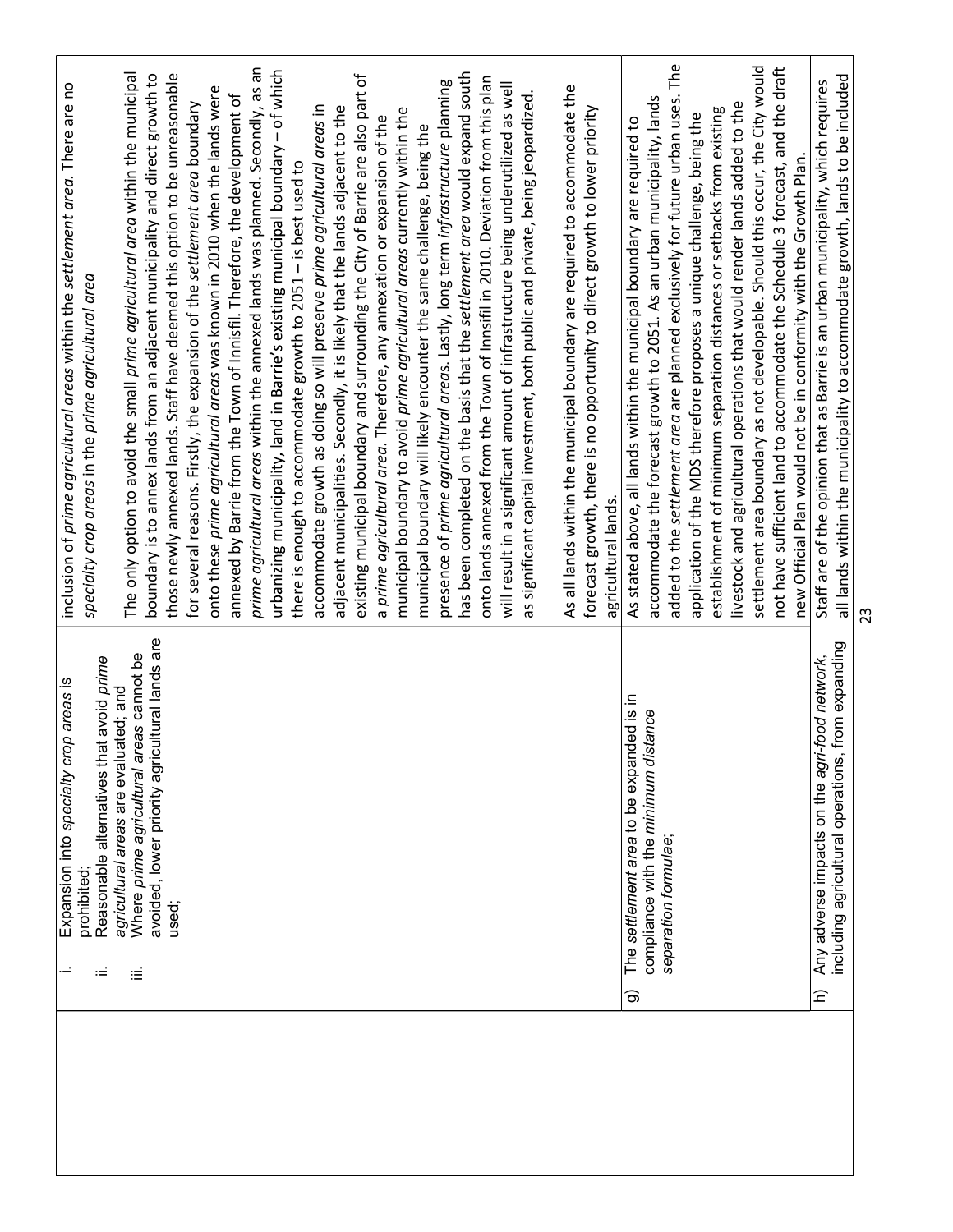|  |  |  |
|---|---|---|
|  | i. Expansion into *specialty crop areas* is prohibited;<br>ii. Reasonable alternatives that avoid *prime agricultural areas* are evaluated; and<br>iii. Where *prime agricultural areas* cannot be avoided, lower priority agricultural lands are used; | inclusion of *prime agricultural areas* within the *settlement area*. There are no *specialty crop areas* in the *prime agricultural area*<br><br>The only option to avoid the small *prime agricultural area* within the municipal boundary is to annex lands from an adjacent municipality and direct growth to those newly annexed lands. Staff have deemed this option to be unreasonable for several reasons. Firstly, the expansion of the *settlement area* boundary onto these *prime agricultural areas* was known in 2010 when the lands were annexed by Barrie from the Town of Innisfil. Therefore, the development of *prime agricultural areas* within the annexed lands was planned. Secondly, as an urbanizing municipality, land in Barrie's existing municipal boundary – of which there is enough to accommodate growth to 2051 – is best used to accommodate growth as doing so will preserve *prime agricultural areas* in adjacent municipalities. Secondly, it is likely that the lands adjacent to the existing municipal boundary and surrounding the City of Barrie are also part of a *prime agricultural area*. Therefore, any annexation or expansion of the municipal boundary to avoid *prime agricultural areas* currently within the municipal boundary will likely encounter the same challenge, being the presence of *prime agricultural areas*. Lastly, long term *infrastructure* planning has been completed on the basis that the *settlement area* would expand south onto lands annexed from the Town of Innisfil in 2010. Deviation from this plan will result in a significant amount of infrastructure being underutilized as well as significant capital investment, both public and private, being jeopardized.<br><br>As all lands within the municipal boundary are required to accommodate the forecast growth, there is no opportunity to direct growth to lower priority agricultural lands. |
|  | g) The *settlement area* to be expanded is in compliance with the *minimum distance separation formulae*; | As stated above, all lands within the municipal boundary are required to accommodate the forecast growth to 2051. As an urban municipality, lands added to the *settlement area* are planned exclusively for future urban uses. The application of the MDS therefore proposes a unique challenge, being the establishment of minimum separation distances or setbacks from existing livestock and agricultural operations that would render lands added to the settlement area boundary as not developable. Should this occur, the City would not have sufficient land to accommodate the Schedule 3 forecast, and the draft new Official Plan would not be in conformity with the Growth Plan. |
|  | h) Any adverse impacts on the *agri-food network*, including agricultural operations, from expanding | Staff are of the opinion that as Barrie is an urban municipality, which requires all lands within the municipality to accommodate growth, lands to be included |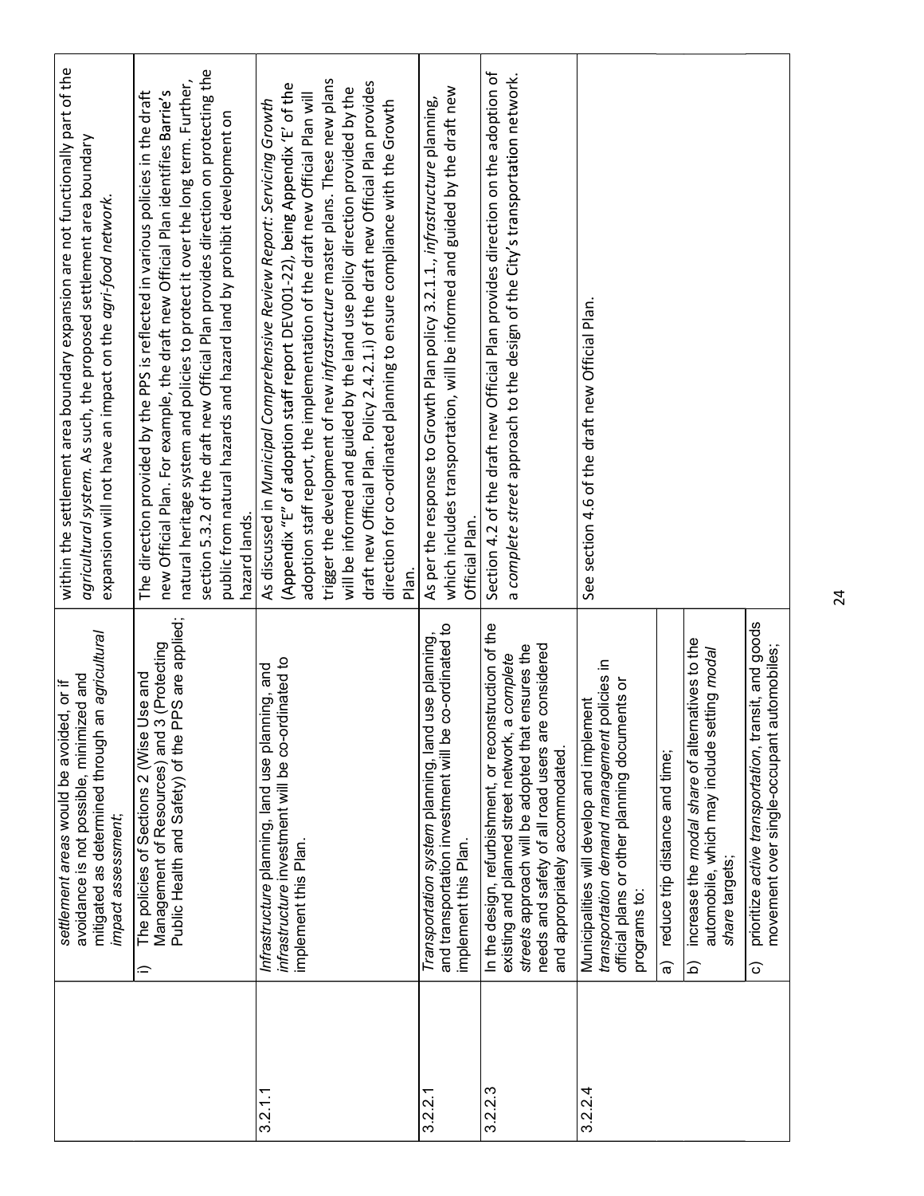| | | |
|---|---|---|
| | *settlement areas* would be avoided, or if avoidance is not possible, minimized and mitigated as determined through an *agricultural impact assessment*; | within the settlement area boundary expansion are not functionally part of the *agricultural system*. As such, the proposed settlement area boundary expansion will not have an impact on the *agri-food network*. |
| | i) The policies of Sections 2 (Wise Use and Management of Resources) and 3 (Protecting Public Health and Safety) of the PPS are applied; | The direction provided by the PPS is reflected in various policies in the draft new Official Plan. For example, the draft new Official Plan identifies Barrie's natural heritage system and policies to protect it over the long term. Further, section 5.3.2 of the draft new Official Plan provides direction on protecting the public from natural hazards and hazard land by prohibit development on hazard lands. |
| 3.2.1.1 | *Infrastructure* planning, land use planning, and *infrastructure* investment will be co-ordinated to implement this Plan. | As discussed in *Municipal Comprehensive Review Report: Servicing Growth* (Appendix "E" of adoption staff report DEV001-22), being Appendix 'E' of the adoption staff report, the implementation of the draft new Official Plan will trigger the development of new *infrastructure* master plans. These new plans will be informed and guided by the land use policy direction provided by the draft new Official Plan. Policy 2.4.2.1.i) of the draft new Official Plan provides direction for co-ordinated planning to ensure compliance with the Growth Plan. |
| 3.2.2.1 | *Transportation system* planning, land use planning, and transportation investment will be co-ordinated to implement this Plan. | As per the response to Growth Plan policy 3.2.1.1., *infrastructure* planning, which includes transportation, will be informed and guided by the draft new Official Plan. |
| 3.2.2.3 | In the design, refurbishment, or reconstruction of the existing and planned street network, a *complete streets* approach will be adopted that ensures the needs and safety of all road users are considered and appropriately accommodated. | Section 4.2 of the draft new Official Plan provides direction on the adoption of a *complete street* approach to the design of the City's transportation network. |
| 3.2.2.4 | Municipalities will develop and implement *transportation demand management* policies in official plans or other planning documents or programs to: | See section 4.6 of the draft new Official Plan. |
| | a) reduce trip distance and time; | |
| | b) increase the *modal share* of alternatives to the automobile, which may include setting *modal share* targets; | |
| | c) prioritize *active transportation*, transit, and goods movement over single-occupant automobiles; | |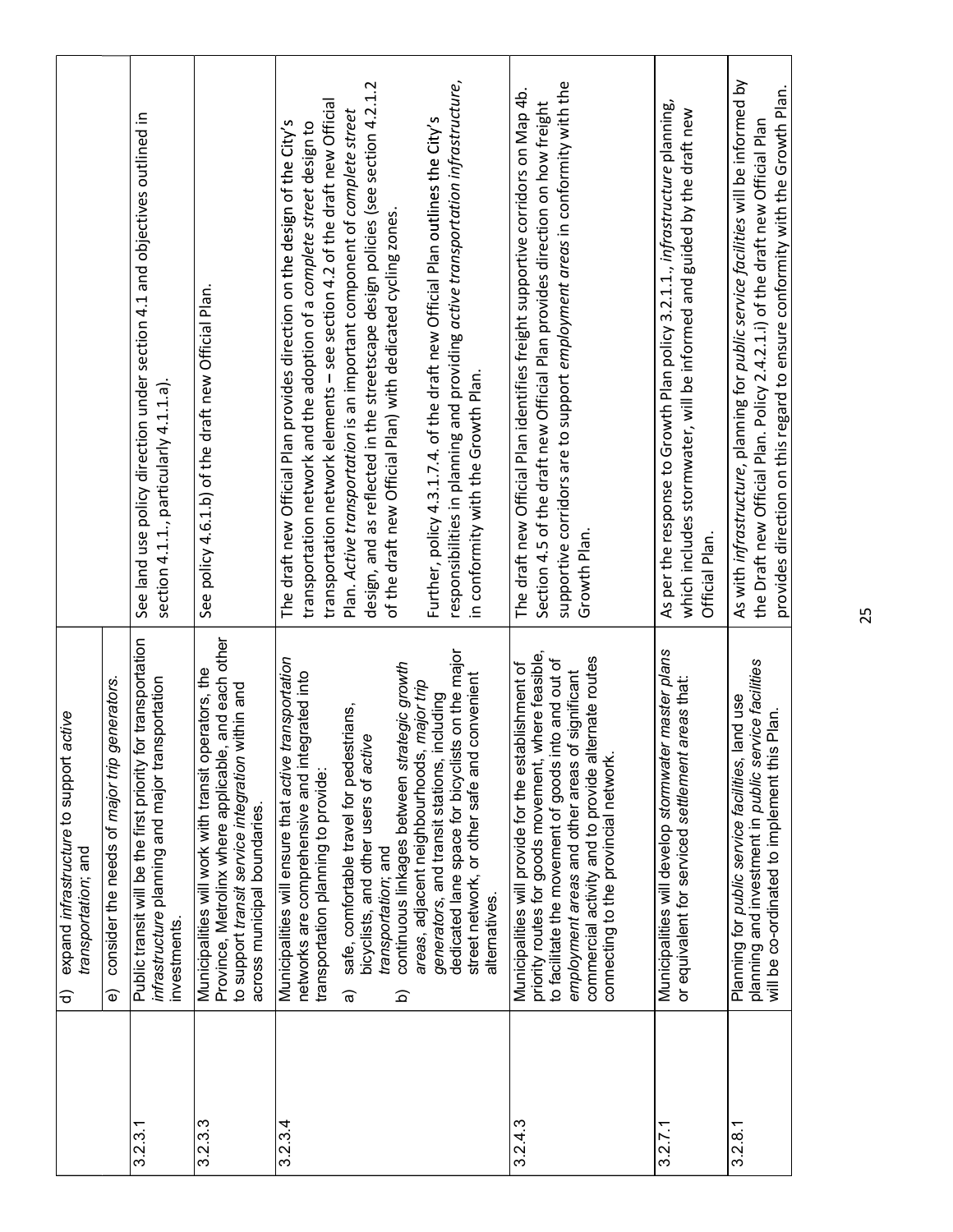| | | |
|---|---|---|
| | d) expand *infrastructure* to support *active transportation*; and | |
| | e) consider the needs of *major trip generators*. | |
| 3.2.3.1 | Public transit will be the first priority for transportation *infrastructure* planning and major transportation investments. | See land use policy direction under section 4.1 and objectives outlined in section 4.1.1., particularly 4.1.1.a). |
| 3.2.3.3 | Municipalities will work with transit operators, the Province, Metrolinx where applicable, and each other to support *transit service integration* within and across municipal boundaries. | See policy 4.6.1.b) of the draft new Official Plan. |
| 3.2.3.4 | Municipalities will ensure that *active transportation* networks are comprehensive and integrated into transportation planning to provide:<br>a) safe, comfortable travel for pedestrians, bicyclists, and other users of *active transportation*; and<br>b) continuous linkages between *strategic growth areas*, adjacent neighbourhoods, *major trip generators*, and transit stations, including dedicated lane space for bicyclists on the major street network, or other safe and convenient alternatives. | The draft new Official Plan provides direction on the design of the City's transportation network and the adoption of a *complete street* design to transportation network elements – see section 4.2 of the draft new Official Plan. *Active transportation* is an important component of *complete street* design, and as reflected in the streetscape design policies (see section 4.2.1.2 of the draft new Official Plan) with dedicated cycling zones.<br><br>Further, policy 4.3.1.7.4. of the draft new Official Plan outlines the City's responsibilities in planning and providing *active transportation infrastructure*, in conformity with the Growth Plan. |
| 3.2.4.3 | Municipalities will provide for the establishment of priority routes for goods movement, where feasible, to facilitate the movement of goods into and out of *employment areas* and other areas of significant commercial activity and to provide alternate routes connecting to the provincial network. | The draft new Official Plan identifies freight supportive corridors on Map 4b. Section 4.5 of the draft new Official Plan provides direction on how freight supportive corridors are to support *employment areas* in conformity with the Growth Plan. |
| 3.2.7.1 | Municipalities will develop *stormwater master plans* or equivalent for serviced *settlement areas* that: | As per the response to Growth Plan policy 3.2.1.1., *infrastructure* planning, which includes stormwater, will be informed and guided by the draft new Official Plan. |
| 3.2.8.1 | Planning for *public service facilities*, land use planning and investment in *public service facilities* will be co-ordinated to implement this Plan. | As with *infrastructure*, planning for *public service facilities* will be informed by the Draft new Official Plan. Policy 2.4.2.1.i) of the draft new Official Plan provides direction on this regard to ensure conformity with the Growth Plan. |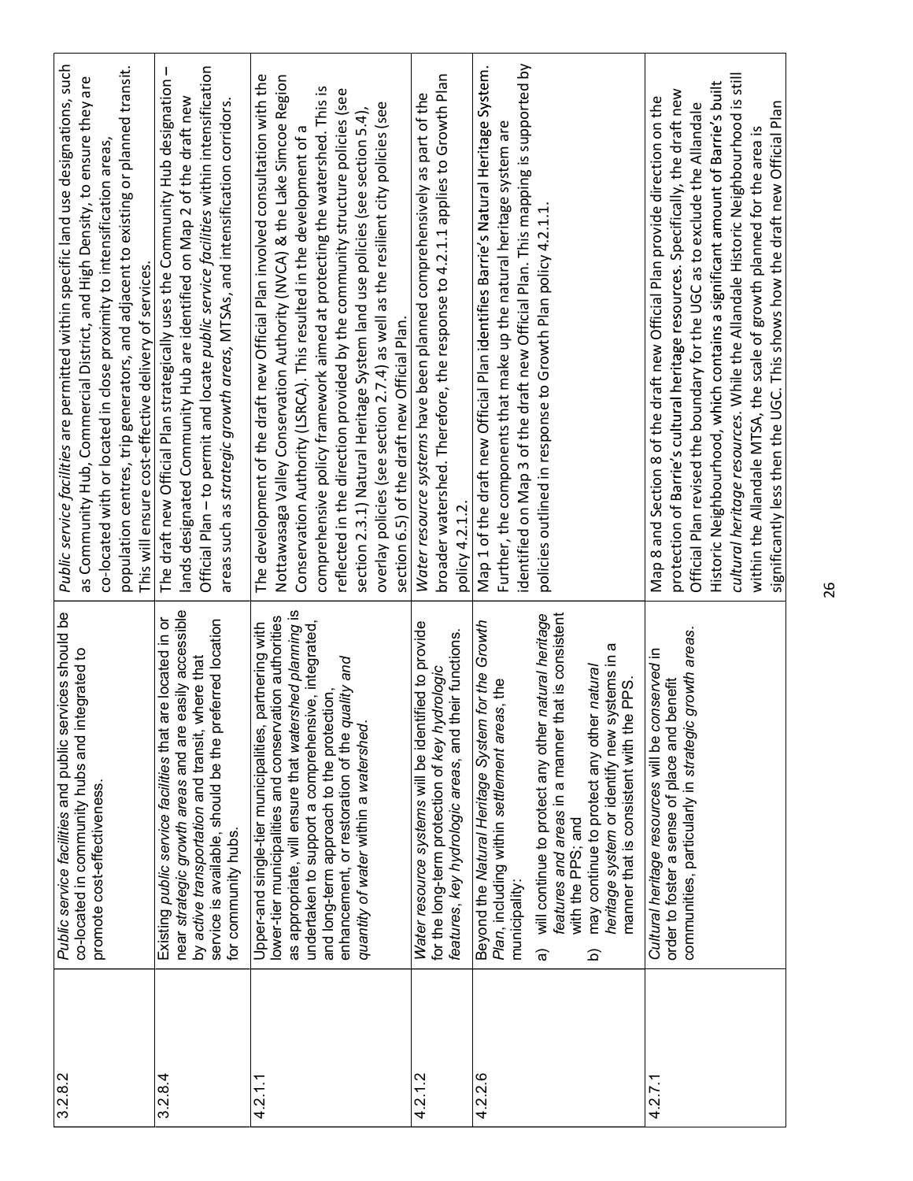| | | |
|---|---|---|
| 3.2.8.2 | *Public service facilities* and public services should be co-located in community hubs and integrated to promote cost-effectiveness. | *Public service facilities* are permitted within specific land use designations, such as Community Hub, Commercial District, and High Density, to ensure they are co-located with or located in close proximity to intensification areas, population centres, trip generators, and adjacent to existing or planned transit. This will ensure cost-effective delivery of services. |
| 3.2.8.4 | Existing *public service facilities* that are located in or near *strategic growth areas* and are easily accessible by *active transportation* and transit, where that service is available, should be the preferred location for community hubs. | The draft new Official Plan strategically uses the Community Hub designation – lands designated Community Hub are identified on Map 2 of the draft new Official Plan – to permit and locate *public service facilities* within intensification areas such as *strategic growth areas*, MTSAs, and intensification corridors. |
| 4.2.1.1 | Upper-and single-tier municipalities, partnering with lower-tier municipalities and conservation authorities as appropriate, will ensure that *watershed planning* is undertaken to support a comprehensive, integrated, and long-term approach to the protection, enhancement, or restoration of the *quality and quantity of water* within a *watershed*. | The development of the draft new Official Plan involved consultation with the Nottawasaga Valley Conservation Authority (NVCA) & the Lake Simcoe Region Conservation Authority (LSRCA). This resulted in the development of a comprehensive policy framework aimed at protecting the watershed. This is reflected in the direction provided by the community structure policies (see section 2.3.1) Natural Heritage System land use policies (see section 5.4), overlay policies (see section 2.7.4) as well as the resilient city policies (see section 6.5) of the draft new Official Plan. |
| 4.2.1.2 | *Water resource systems* will be identified to provide for the long-term protection of *key hydrologic features, key hydrologic areas*, and their functions. | *Water resource systems* have been planned comprehensively as part of the broader watershed. Therefore, the response to 4.2.1.1 applies to Growth Plan policy 4.2.1.2. |
| 4.2.2.6 | Beyond the *Natural Heritage System for the Growth Plan*, including within *settlement areas*, the municipality:<br>a) will continue to protect any other *natural heritage features and areas* in a manner that is consistent with the PPS; and<br>b) may continue to protect any other *natural heritage system* or identify new systems in a manner that is consistent with the PPS. | Map 1 of the draft new Official Plan identifies Barrie's Natural Heritage System. Further, the components that make up the natural heritage system are identified on Map 3 of the draft new Official Plan. This mapping is supported by policies outlined in response to Growth Plan policy 4.2.1.1. |
| 4.2.7.1 | *Cultural heritage resources* will be *conserved* in order to foster a sense of place and benefit communities, particularly in *strategic growth areas*. | Map 8 and Section 8 of the draft new Official Plan provide direction on the protection of Barrie's cultural heritage resources. Specifically, the draft new Official Plan revised the boundary for the UGC as to exclude the Allandale Historic Neighbourhood, which contains a significant amount of Barrie's built *cultural heritage resources*. While the Allandale Historic Neighbourhood is still within the Allandale MTSA, the scale of growth planned for the area is significantly less then the UGC. This shows how the draft new Official Plan |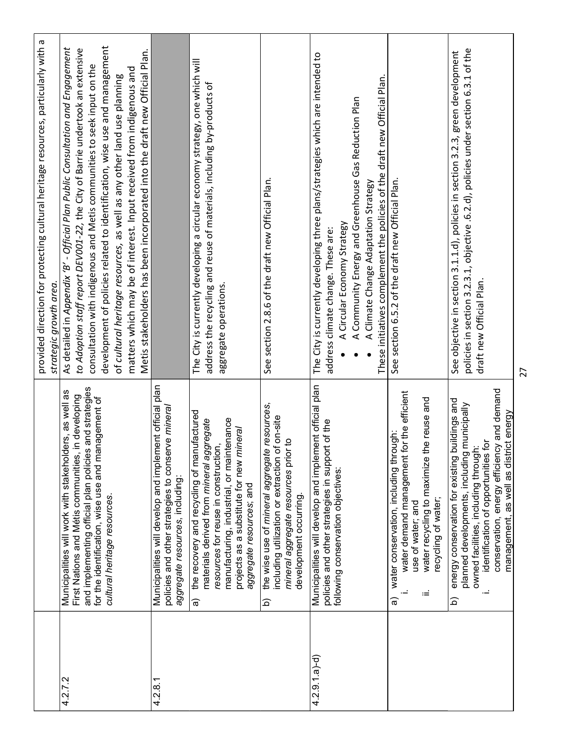| | | |
|---|---|---|
| | | provided direction for protecting cultural heritage resources, particularly with a *strategic growth area.* |
| 4.2.7.2 | Municipalities will work with stakeholders, as well as First Nations and Métis communities, in developing and implementing official plan policies and strategies for the identification, wise use and management of *cultural heritage resources*. | As detailed in *Appendix 'B' - Official Plan Public Consultation and Engagement to Adoption staff report DEV001-22*, the City of Barrie undertook an extensive consultation with indigenous and Metis communities to seek input on the development of policies related to identification, wise use and management of *cultural heritage resources*, as well as any other land use planning matters which may be of interest. Input received from indigenous and Metis stakeholders has been incorporated into the draft new Official Plan. |
| 4.2.8.1 | Municipalities will develop and implement official plan policies and other strategies to conserve *mineral aggregate resources*, including: | |
| | a) the recovery and recycling of manufactured materials derived from *mineral aggregate resources* for reuse in construction, manufacturing, industrial, or maintenance projects as a substitute for new *mineral aggregate resources*; and | The City is currently developing a circular economy strategy, one which will address the recycling and reuse of materials, including by-products of aggregate operations. |
| | b) the wise use of *mineral aggregate resources*, including utilization or extraction of on-site *mineral aggregate resources* prior to development occurring. | See section 2.8.6 of the draft new Official Plan. |
| 4.2.9.1.a)-d) | Municipalities will develop and implement official plan policies and other strategies in support of the following conservation objectives: | The City is currently developing three plans/strategies which are intended to address climate change. These are:<br>• A Circular Economy Strategy<br>• A Community Energy and Greenhouse Gas Reduction Plan<br>• A Climate Change Adaptation Strategy<br>These initiatives complement the policies of the draft new Official Plan. |
| | a) water conservation, including through:<br>i. water demand management for the efficient use of water; and<br>ii. water recycling to maximize the reuse and recycling of water; | See section 6.5.2 of the draft new Official Plan. |
| | b) energy conservation for existing buildings and planned developments, including municipally owned facilities, including through:<br>i. identification of opportunities for conservation, energy efficiency and demand management, as well as district energy | See objective in section 3.1.1.d), policies in section 3.2.3, green development policies in section 3.2.3.1, objective .6.2.d), policies under section 6.3.1 of the draft new Official Plan. |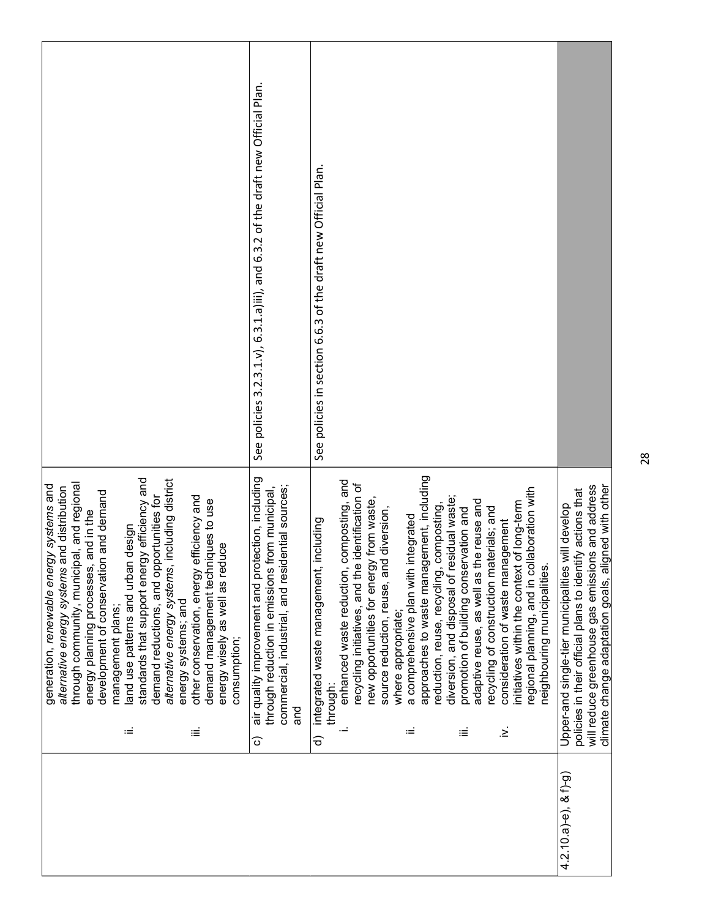| | | |
|---|---|---|
| | generation, *renewable energy systems* and *alternative energy systems* and distribution through community, municipal, and regional energy planning processes, and in the development of conservation and demand management plans;<br>ii. land use patterns and urban design standards that support energy efficiency and demand reductions, and opportunities for *alternative energy systems*, including district energy systems; and<br>iii. other conservation, energy efficiency and demand management techniques to use energy wisely as well as reduce consumption; | |
| | c) air quality improvement and protection, including through reduction in emissions from municipal, commercial, industrial, and residential sources; and | See policies 3.2.3.1.v), 6.3.1.a)iii), and 6.3.2 of the draft new Official Plan. |
| | d) integrated waste management, including through:<br>i. enhanced waste reduction, composting, and recycling initiatives, and the identification of new opportunities for energy from waste, source reduction, reuse, and diversion, where appropriate;<br>ii. a comprehensive plan with integrated approaches to waste management, including reduction, reuse, recycling, composting, diversion, and disposal of residual waste;<br>iii. promotion of building conservation and adaptive reuse, as well as the reuse and recycling of construction materials; and<br>iv. consideration of waste management initiatives within the context of long-term regional planning, and in collaboration with neighbouring municipalities. | See policies in section 6.6.3 of the draft new Official Plan. |
| 4.2.10.a)-e), & f)-g) | Upper-and single-tier municipalities will develop policies in their official plans to identify actions that will reduce greenhouse gas emissions and address climate change adaptation goals, aligned with other | |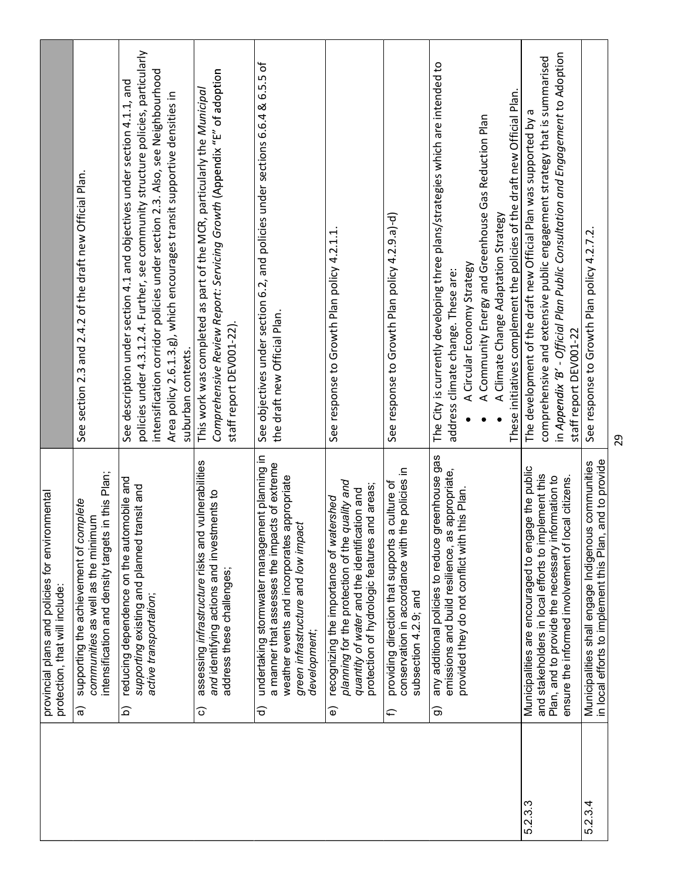| | provincial plans and policies for environmental protection, that will include: | |
|---|---|---|
| | a) supporting the achievement of *complete communities* as well as the minimum intensification and density targets in this Plan; | See section 2.3 and 2.4.2 of the draft new Official Plan. |
| | b) reducing dependence on the automobile and *supporting* existing and planned transit and *active transportation*; | See description under section 4.1 and objectives under section 4.1.1, and policies under 4.3.1.2.4. Further, see community structure policies, particularly intensification corridor policies under section 2.3. Also, see Neighbourhood Area policy 2.6.1.3.g), which encourages transit supportive densities in suburban contexts. |
| | c) assessing *infrastructure* risks and vulnerabilities and identifying actions and investments to address these challenges; | This work was completed as part of the MCR, particularly the *Municipal Comprehensive Review Report: Servicing Growth* (Appendix "E" of adoption staff report DEV001-22). |
| | d) undertaking stormwater management planning in a manner that assesses the impacts of extreme weather events and incorporates appropriate *green infrastructure* and *low impact development*; | See objectives under section 6.2, and policies under sections 6.6.4 & 6.5.5 of the draft new Official Plan. |
| | e) recognizing the importance of *watershed planning* for the protection of the *quality and quantity of water* and the identification and protection of hydrologic features and areas; | See response to Growth Plan policy 4.2.1.1. |
| | f) providing direction that supports a culture of conservation in accordance with the policies in subsection 4.2.9; and | See response to Growth Plan policy 4.2.9.a)-d) |
| | g) any additional policies to reduce greenhouse gas emissions and build resilience, as appropriate, provided they do not conflict with this Plan. | The City is currently developing three plans/strategies which are intended to address climate change. These are:<br>• A Circular Economy Strategy<br>• A Community Energy and Greenhouse Gas Reduction Plan<br>• A Climate Change Adaptation Strategy<br>These initiatives complement the policies of the draft new Official Plan. |
| 5.2.3.3 | Municipalities are encouraged to engage the public and stakeholders in local efforts to implement this Plan, and to provide the necessary information to ensure the informed involvement of local citizens. | The development of the draft new Official Plan was supported by a comprehensive and extensive public engagement strategy that is summarised in *Appendix 'B' - Official Plan Public Consultation and Engagement* to Adoption staff report DEV001-22 |
| 5.2.3.4 | Municipalities shall engage Indigenous communities in local efforts to implement this Plan, and to provide | See response to Growth Plan policy 4.2.7.2. |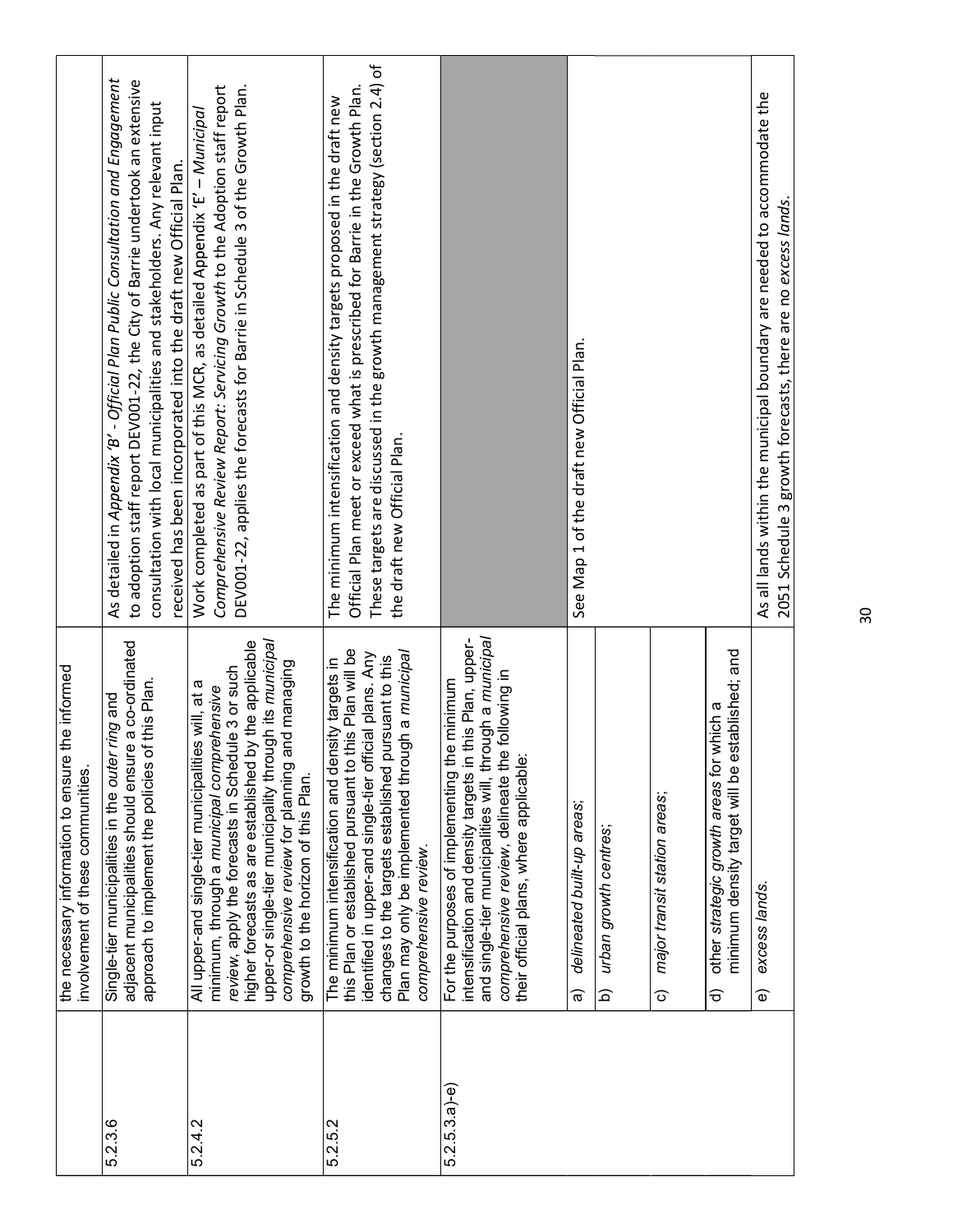| | | |
|---|---|---|
| | the necessary information to ensure the informed involvement of these communities. | |
| 5.2.3.6 | Single-tier municipalities in the *outer ring* and adjacent municipalities should ensure a co-ordinated approach to implement the policies of this Plan. | As detailed in *Appendix 'B' - Official Plan Public Consultation and Engagement* to adoption staff report DEV001-22, the City of Barrie undertook an extensive consultation with local municipalities and stakeholders. Any relevant input received has been incorporated into the draft new Official Plan. |
| 5.2.4.2 | All upper-and single-tier municipalities will, at a minimum, through a *municipal comprehensive review*, apply the forecasts in Schedule 3 or such higher forecasts as are established by the applicable upper-or single-tier municipality through its *municipal comprehensive review* for planning and managing growth to the horizon of this Plan. | Work completed as part of this MCR, as detailed Appendix 'E' – *Municipal Comprehensive Review Report: Servicing Growth* to the Adoption staff report DEV001-22, applies the forecasts for Barrie in Schedule 3 of the Growth Plan. |
| 5.2.5.2 | The minimum intensification and density targets in this Plan or established pursuant to this Plan will be identified in upper-and single-tier official plans. Any changes to the targets established pursuant to this Plan may only be implemented through a *municipal comprehensive review.* | The minimum intensification and density targets proposed in the draft new Official Plan meet or exceed what is prescribed for Barrie in the Growth Plan. These targets are discussed in the growth management strategy (section 2.4) of the draft new Official Plan. |
| 5.2.5.3.a)-e) | For the purposes of implementing the minimum intensification and density targets in this Plan, upper-and single-tier municipalities will, through a *municipal comprehensive review*, delineate the following in their official plans, where applicable: | |
| | a) *delineated built-up areas*; | See Map 1 of the draft new Official Plan. |
| | b) *urban growth centres*; | |
| | c) *major transit station areas*; | |
| | d) other *strategic growth areas* for which a minimum density target will be established; and | |
| | e) *excess lands.* | As all lands within the municipal boundary are needed to accommodate the 2051 Schedule 3 growth forecasts, there are no *excess lands.* |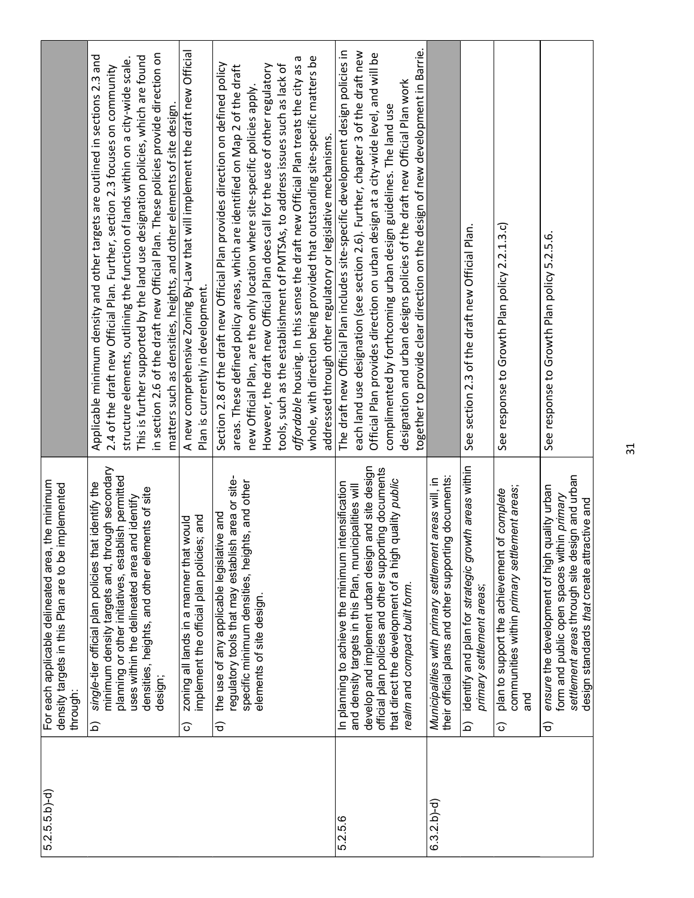| | | |
|---|---|---|
| 5.2.5.5.b)-d) | For each applicable delineated area, the minimum density targets in this Plan are to be implemented through: | |
| | b) *single*-tier official plan policies that identify the minimum density targets and, through secondary planning or other initiatives, establish permitted uses within the delineated area and identify densities, heights, and other elements of site design; | Applicable minimum density and other targets are outlined in sections 2.3 and 2.4 of the draft new Official Plan. Further, section 2.3 focuses on community structure elements, outlining the function of lands within on a city-wide scale. This is further supported by the land use designation policies, which are found in section 2.6 of the draft new Official Plan. These policies provide direction on matters such as densities, heights, and other elements of site design. |
| | c) zoning all lands in a manner that would implement the official plan policies; and | A new comprehensive Zoning By-Law that will implement the draft new Official Plan is currently in development. |
| | d) the use of any applicable legislative and regulatory tools that may establish area or site-specific minimum densities, heights, and other elements of site design. | Section 2.8 of the draft new Official Plan provides direction on defined policy areas. These defined policy areas, which are identified on Map 2 of the draft new Official Plan, are the only location where site-specific policies apply. However, the draft new Official Plan does call for the use of other regulatory tools, such as the establishment of PMTSAs, to address issues such as lack of *affordable* housing. In this sense the draft new Official Plan treats the city as a whole, with direction being provided that outstanding site-specific matters be addressed through other regulatory or legislative mechanisms. |
| 5.2.5.6 | In planning to achieve the minimum intensification and density targets in this Plan, municipalities will develop and implement urban design and site design official plan policies and other supporting documents that direct the development of a high quality *public realm* and *compact built form.* | The draft new Official Plan includes site-specific development design policies in each land use designation (see section 2.6). Further, chapter 3 of the draft new Official Plan provides direction on urban design at a city-wide level, and will be complimented by forthcoming urban design guidelines. The land use designation and urban designs policies of the draft new Official Plan work together to provide clear direction on the design of new development in Barrie. |
| 6.3.2.b)-d) | *Municipalities with primary settlement areas* will, in their official plans and other supporting documents: | |
| | b) identify and plan for *strategic growth areas* within *primary settlement areas*; | See section 2.3 of the draft new Official Plan. |
| | c) plan to support the achievement of *complete communities* within *primary settlement areas*; and | See response to Growth Plan policy 2.2.1.3.c) |
| | d) *ensure* the development of high quality urban form and public open spaces within *primary settlement areas* through site design and urban design standards *that* create attractive and | See response to Growth Plan policy 5.2.5.6. |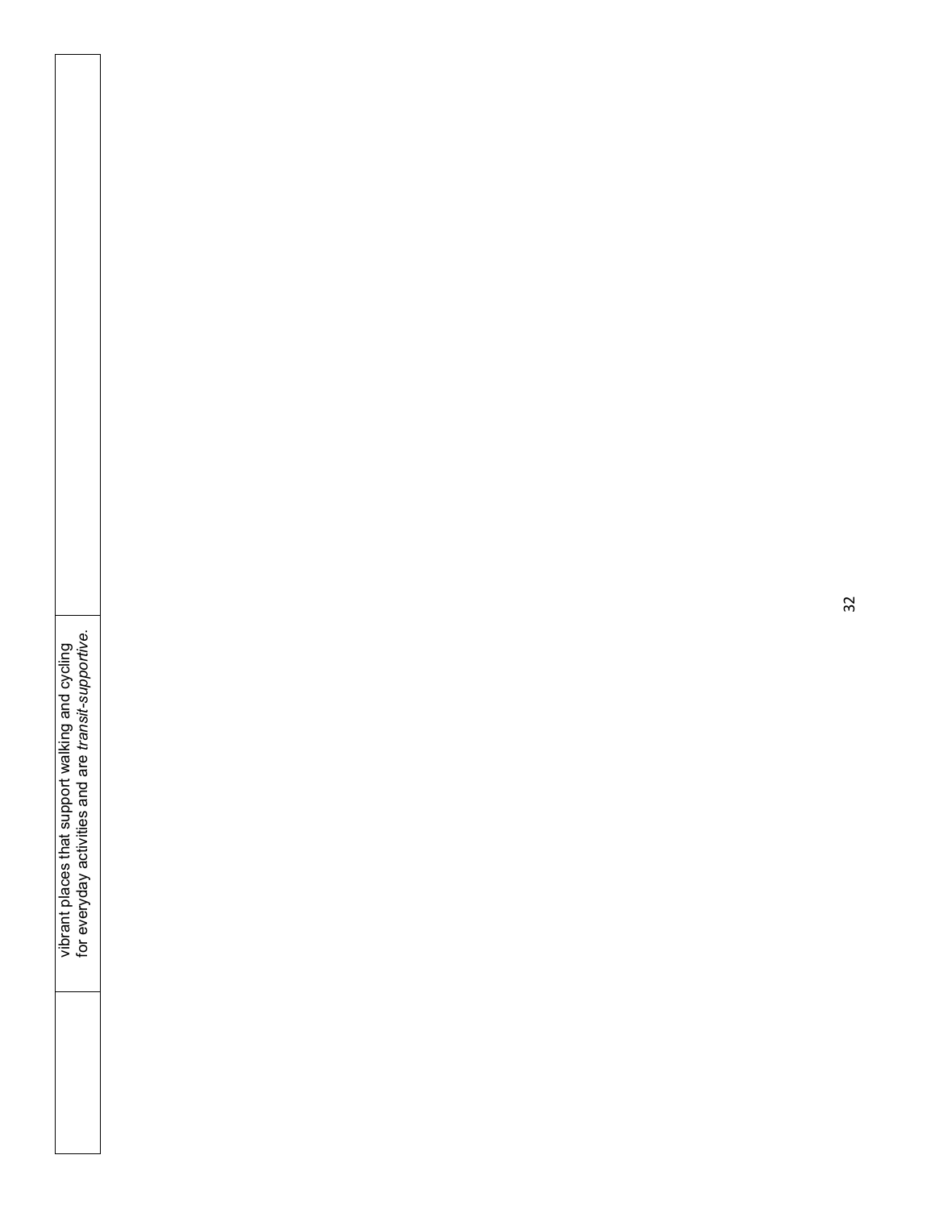| | | |
|---|---|---|
| | vibrant places that support walking and cycling for everyday activities and are *transit-supportive*. | |